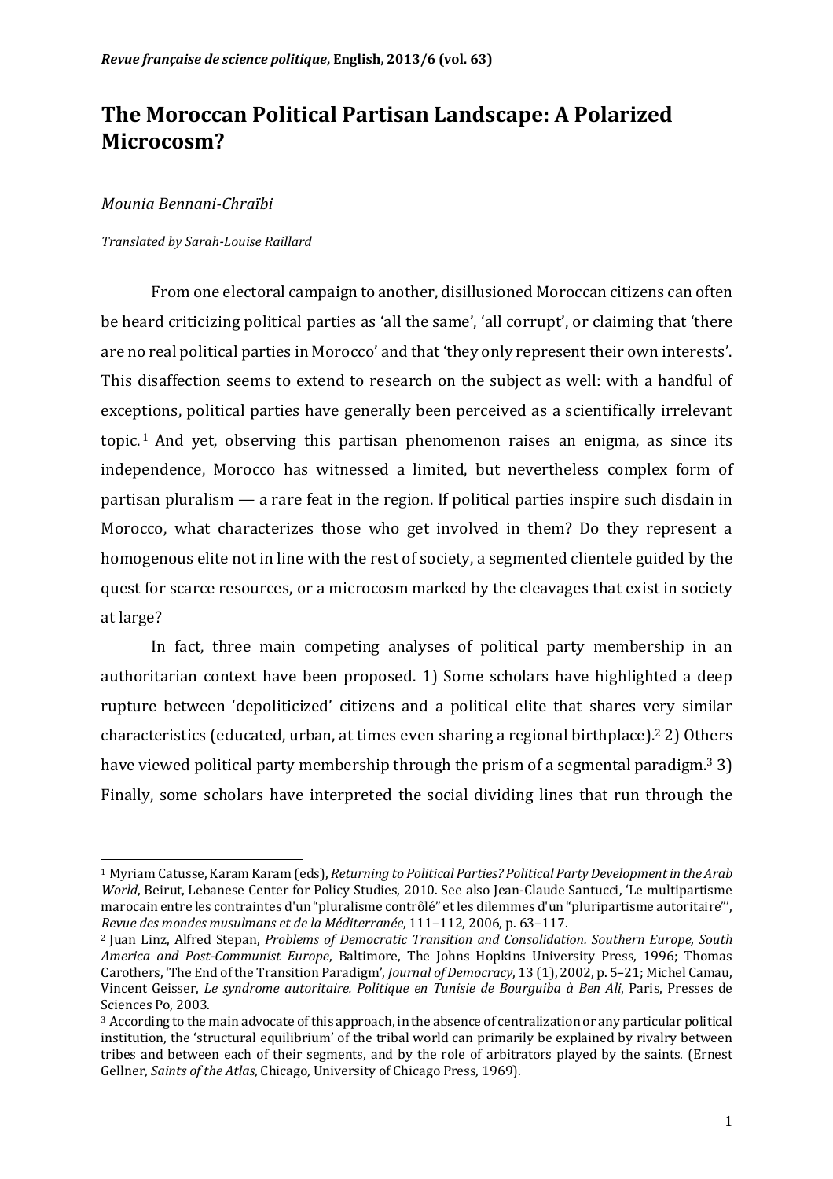# The Moroccan Political Partisan Landscape: A Polarized Microcosm?

*Mounia Bennani-Chraïbi*

*Translated by Sarah-Louise Raillard*

From one electoral campaign to another, disillusioned Moroccan citizens can often be heard criticizing political parties as 'all the same', 'all corrupt', or claiming that 'there are no real political parties in Morocco' and that 'they only represent their own interests'. This disaffection seems to extend to research on the subject as well: with a handful of exceptions, political parties have generally been perceived as a scientifically irrelevant topic.[1] And yet, observing this partisan phenomenon raises an enigma, as since its independence, Morocco has witnessed a limited, but nevertheless complex form of partisan pluralism — a rare feat in the region. If political parties inspire such disdain in Morocco, what characterizes those who get involved in them? Do they represent a homogenous elite not in line with the rest of society, a segmented clientele guided by the quest for scarce resources, or a microcosm marked by the cleavages that exist in society at large?

In fact, three main competing analyses of political party membership in an authoritarian context have been proposed. 1) Some scholars have highlighted a deep rupture between 'depoliticized' citizens and a political elite that shares very similar characteristics (educated, urban, at times even sharing a regional birthplace).[2] 2) Others have viewed political party membership through the prism of a segmental paradigm.[3] 3) Finally, some scholars have interpreted the social dividing lines that run through the

---

[1] Myriam Catusse, Karam Karam (eds), *Returning to Political Parties? Political Party Development in the Arab World*, Beirut, Lebanese Center for Policy Studies, 2010. See also Jean-Claude Santucci, 'Le multipartisme marocain entre les contraintes d'un "pluralisme contrôlé" et les dilemmes d'un "pluripartisme autoritaire"', *Revue des mondes musulmans et de la Méditerranée*, 111–112, 2006, p. 63–117.

[2] Juan Linz, Alfred Stepan, *Problems of Democratic Transition and Consolidation. Southern Europe, South America and Post-Communist Europe*, Baltimore, The Johns Hopkins University Press, 1996; Thomas Carothers, 'The End of the Transition Paradigm', *Journal of Democracy*, 13 (1), 2002, p. 5–21; Michel Camau, Vincent Geisser, *Le syndrome autoritaire. Politique en Tunisie de Bourguiba à Ben Ali*, Paris, Presses de Sciences Po, 2003.

[3] According to the main advocate of this approach, in the absence of centralization or any particular political institution, the 'structural equilibrium' of the tribal world can primarily be explained by rivalry between tribes and between each of their segments, and by the role of arbitrators played by the saints. (Ernest Gellner, *Saints of the Atlas*, Chicago, University of Chicago Press, 1969).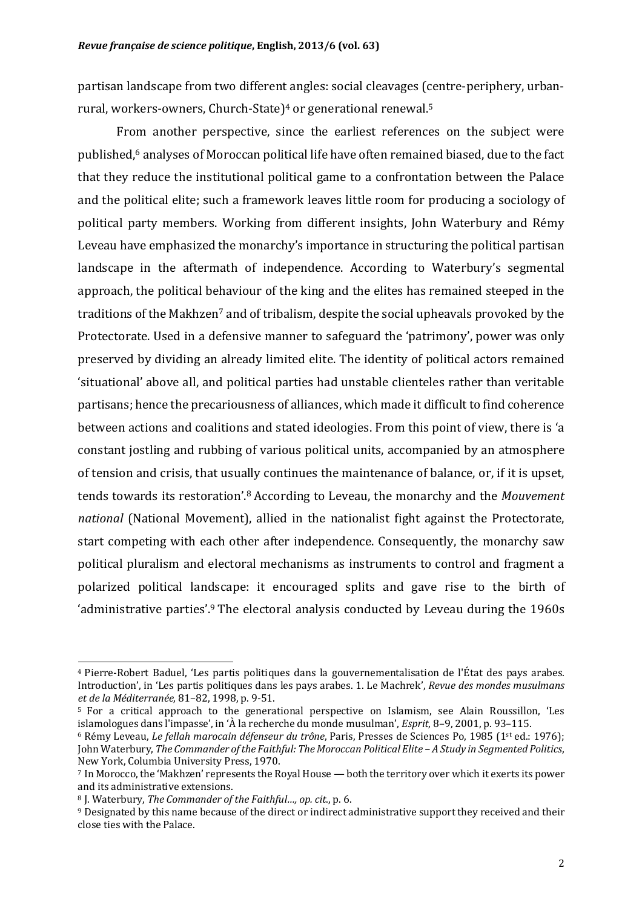partisan landscape from two different angles: social cleavages (centre-periphery, urban-rural, workers-owners, Church-State)[4] or generational renewal.[5]

From another perspective, since the earliest references on the subject were published,[6] analyses of Moroccan political life have often remained biased, due to the fact that they reduce the institutional political game to a confrontation between the Palace and the political elite; such a framework leaves little room for producing a sociology of political party members. Working from different insights, John Waterbury and Rémy Leveau have emphasized the monarchy's importance in structuring the political partisan landscape in the aftermath of independence. According to Waterbury's segmental approach, the political behaviour of the king and the elites has remained steeped in the traditions of the Makhzen[7] and of tribalism, despite the social upheavals provoked by the Protectorate. Used in a defensive manner to safeguard the 'patrimony', power was only preserved by dividing an already limited elite. The identity of political actors remained 'situational' above all, and political parties had unstable clienteles rather than veritable partisans; hence the precariousness of alliances, which made it difficult to find coherence between actions and coalitions and stated ideologies. From this point of view, there is 'a constant jostling and rubbing of various political units, accompanied by an atmosphere of tension and crisis, that usually continues the maintenance of balance, or, if it is upset, tends towards its restoration'.[8] According to Leveau, the monarchy and the *Mouvement national* (National Movement), allied in the nationalist fight against the Protectorate, start competing with each other after independence. Consequently, the monarchy saw political pluralism and electoral mechanisms as instruments to control and fragment a polarized political landscape: it encouraged splits and gave rise to the birth of 'administrative parties'.[9] The electoral analysis conducted by Leveau during the 1960s

---

[4] Pierre-Robert Baduel, 'Les partis politiques dans la gouvernementalisation de l'État des pays arabes. Introduction', in 'Les partis politiques dans les pays arabes. 1. Le Machrek', *Revue des mondes musulmans et de la Méditerranée*, 81–82, 1998, p. 9-51.

[5] For a critical approach to the generational perspective on Islamism, see Alain Roussillon, 'Les islamologues dans l'impasse', in 'À la recherche du monde musulman', *Esprit*, 8–9, 2001, p. 93–115.

[6] Rémy Leveau, *Le fellah marocain défenseur du trône*, Paris, Presses de Sciences Po, 1985 (1st ed.: 1976); John Waterbury, *The Commander of the Faithful: The Moroccan Political Elite – A Study in Segmented Politics*, New York, Columbia University Press, 1970.

[7] In Morocco, the 'Makhzen' represents the Royal House — both the territory over which it exerts its power and its administrative extensions.

[8] J. Waterbury, *The Commander of the Faithful…, op. cit.*, p. 6.

[9] Designated by this name because of the direct or indirect administrative support they received and their close ties with the Palace.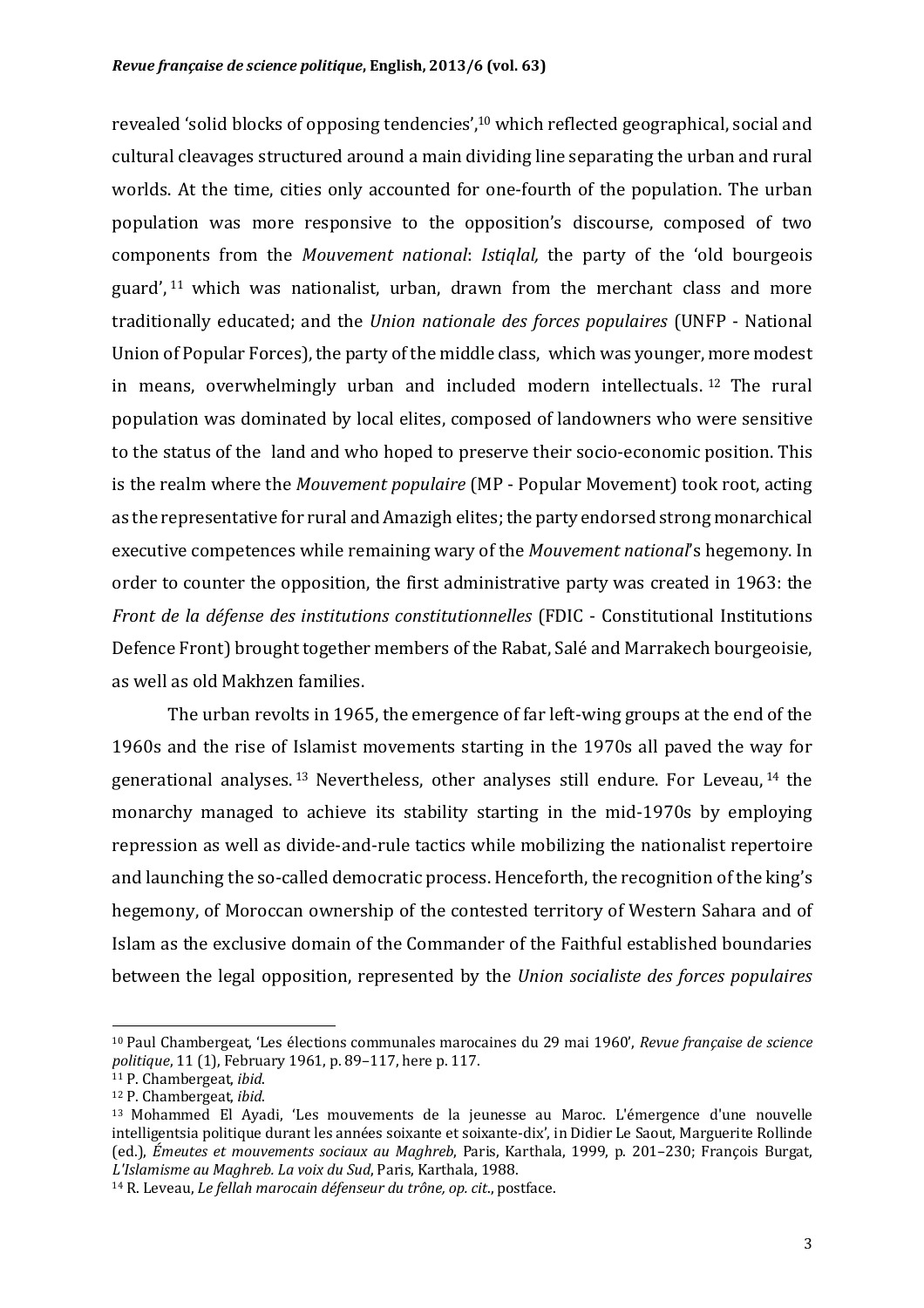revealed 'solid blocks of opposing tendencies',[10] which reflected geographical, social and cultural cleavages structured around a main dividing line separating the urban and rural worlds. At the time, cities only accounted for one-fourth of the population. The urban population was more responsive to the opposition's discourse, composed of two components from the *Mouvement national*: *Istiqlal,* the party of the 'old bourgeois guard', [11] which was nationalist, urban, drawn from the merchant class and more traditionally educated; and the *Union nationale des forces populaires* (UNFP - National Union of Popular Forces), the party of the middle class, which was younger, more modest in means, overwhelmingly urban and included modern intellectuals. [12] The rural population was dominated by local elites, composed of landowners who were sensitive to the status of the land and who hoped to preserve their socio-economic position. This is the realm where the *Mouvement populaire* (MP - Popular Movement) took root, acting as the representative for rural and Amazigh elites; the party endorsed strong monarchical executive competences while remaining wary of the *Mouvement national*'s hegemony. In order to counter the opposition, the first administrative party was created in 1963: the *Front de la défense des institutions constitutionnelles* (FDIC - Constitutional Institutions Defence Front) brought together members of the Rabat, Salé and Marrakech bourgeoisie, as well as old Makhzen families.

The urban revolts in 1965, the emergence of far left-wing groups at the end of the 1960s and the rise of Islamist movements starting in the 1970s all paved the way for generational analyses. [13] Nevertheless, other analyses still endure. For Leveau, [14] the monarchy managed to achieve its stability starting in the mid-1970s by employing repression as well as divide-and-rule tactics while mobilizing the nationalist repertoire and launching the so-called democratic process. Henceforth, the recognition of the king's hegemony, of Moroccan ownership of the contested territory of Western Sahara and of Islam as the exclusive domain of the Commander of the Faithful established boundaries between the legal opposition, represented by the *Union socialiste des forces populaires*

---

[10] Paul Chambergeat, 'Les élections communales marocaines du 29 mai 1960', *Revue française de science politique*, 11 (1), February 1961, p. 89–117, here p. 117.

[11] P. Chambergeat, *ibid*.

[12] P. Chambergeat, *ibid*.

[13] Mohammed El Ayadi, 'Les mouvements de la jeunesse au Maroc. L'émergence d'une nouvelle intelligentsia politique durant les années soixante et soixante-dix', in Didier Le Saout, Marguerite Rollinde (ed.), *Émeutes et mouvements sociaux au Maghreb*, Paris, Karthala, 1999, p. 201–230; François Burgat, *L'Islamisme au Maghreb. La voix du Sud*, Paris, Karthala, 1988.

[14] R. Leveau, *Le fellah marocain défenseur du trône, op. cit*., postface.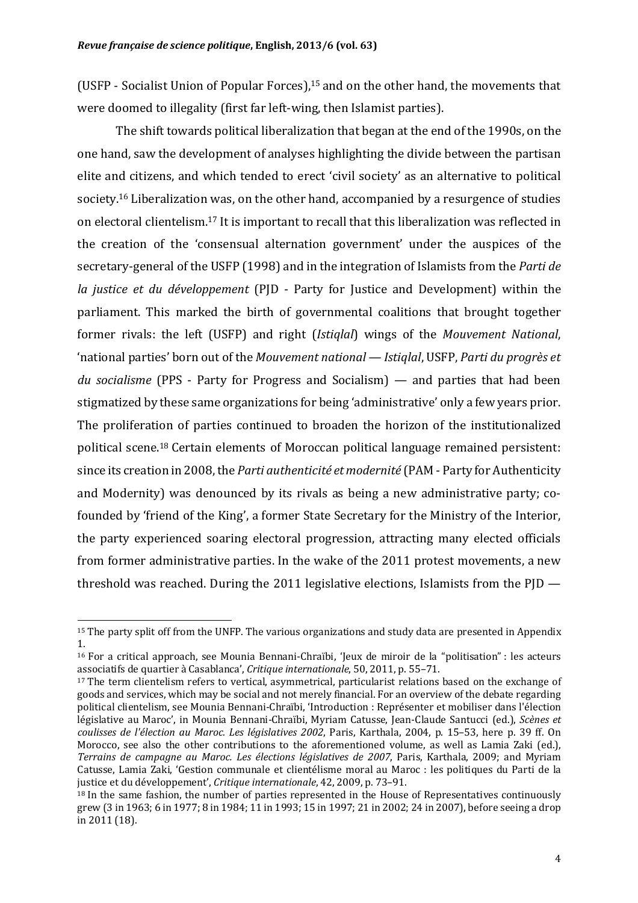(USFP - Socialist Union of Popular Forces),[15] and on the other hand, the movements that were doomed to illegality (first far left-wing, then Islamist parties).

The shift towards political liberalization that began at the end of the 1990s, on the one hand, saw the development of analyses highlighting the divide between the partisan elite and citizens, and which tended to erect 'civil society' as an alternative to political society.[16] Liberalization was, on the other hand, accompanied by a resurgence of studies on electoral clientelism.[17] It is important to recall that this liberalization was reflected in the creation of the 'consensual alternation government' under the auspices of the secretary-general of the USFP (1998) and in the integration of Islamists from the *Parti de la justice et du développement* (PJD - Party for Justice and Development) within the parliament. This marked the birth of governmental coalitions that brought together former rivals: the left (USFP) and right (*Istiqlal*) wings of the *Mouvement National*, 'national parties' born out of the *Mouvement national* — *Istiqlal*, USFP, *Parti du progrès et du socialisme* (PPS - Party for Progress and Socialism) — and parties that had been stigmatized by these same organizations for being 'administrative' only a few years prior. The proliferation of parties continued to broaden the horizon of the institutionalized political scene.[18] Certain elements of Moroccan political language remained persistent: since its creation in 2008, the *Parti authenticité et modernité* (PAM - Party for Authenticity and Modernity) was denounced by its rivals as being a new administrative party; co-founded by 'friend of the King', a former State Secretary for the Ministry of the Interior, the party experienced soaring electoral progression, attracting many elected officials from former administrative parties. In the wake of the 2011 protest movements, a new threshold was reached. During the 2011 legislative elections, Islamists from the PJD —

---

[15] The party split off from the UNFP. The various organizations and study data are presented in Appendix 1.

[16] For a critical approach, see Mounia Bennani-Chraïbi, 'Jeux de miroir de la "politisation" : les acteurs associatifs de quartier à Casablanca', *Critique internationale*, 50, 2011, p. 55–71.

[17] The term clientelism refers to vertical, asymmetrical, particularist relations based on the exchange of goods and services, which may be social and not merely financial. For an overview of the debate regarding political clientelism, see Mounia Bennani-Chraïbi, 'Introduction : Représenter et mobiliser dans l'élection législative au Maroc', in Mounia Bennani-Chraïbi, Myriam Catusse, Jean-Claude Santucci (ed.), *Scènes et coulisses de l'élection au Maroc. Les législatives 2002*, Paris, Karthala, 2004, p. 15–53, here p. 39 ff. On Morocco, see also the other contributions to the aforementioned volume, as well as Lamia Zaki (ed.), *Terrains de campagne au Maroc. Les élections législatives de 2007*, Paris, Karthala, 2009; and Myriam Catusse, Lamia Zaki, 'Gestion communale et clientélisme moral au Maroc : les politiques du Parti de la justice et du développement', *Critique internationale*, 42, 2009, p. 73–91.

[18] In the same fashion, the number of parties represented in the House of Representatives continuously grew (3 in 1963; 6 in 1977; 8 in 1984; 11 in 1993; 15 in 1997; 21 in 2002; 24 in 2007), before seeing a drop in 2011 (18).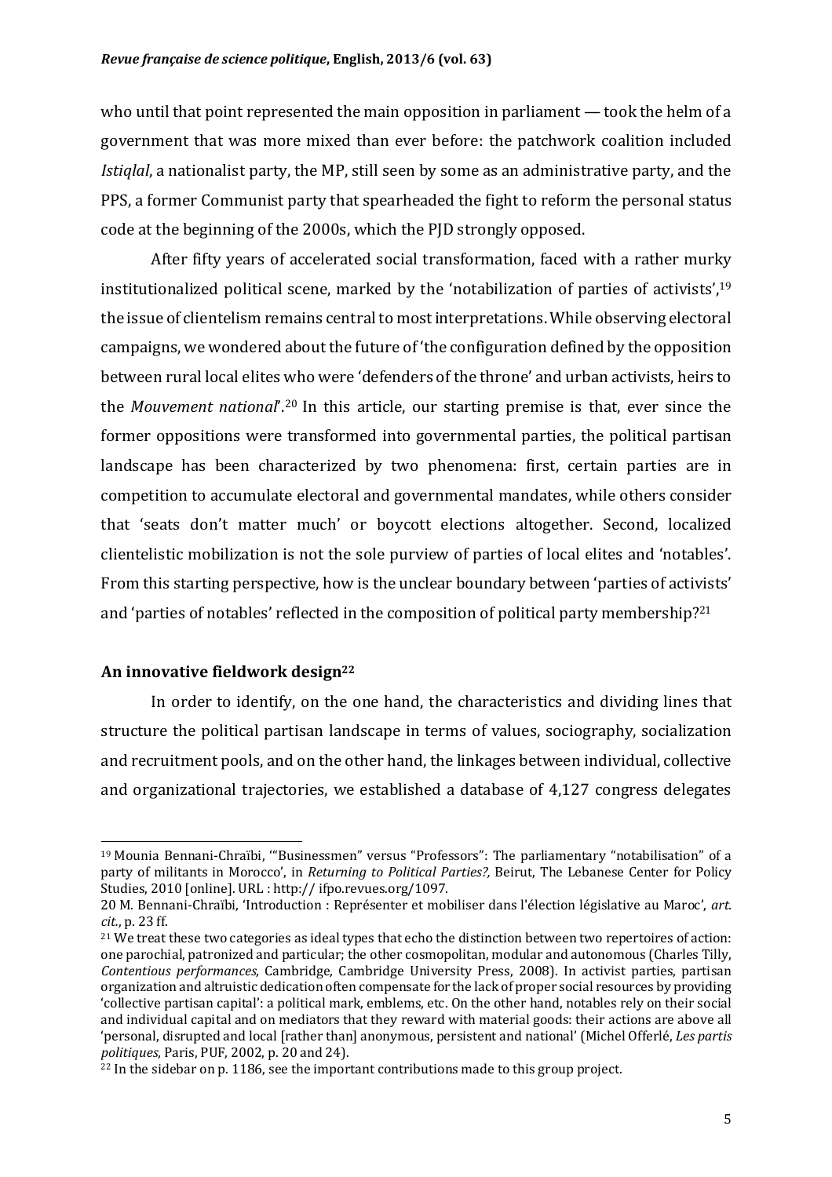who until that point represented the main opposition in parliament — took the helm of a government that was more mixed than ever before: the patchwork coalition included *Istiqlal*, a nationalist party, the MP, still seen by some as an administrative party, and the PPS, a former Communist party that spearheaded the fight to reform the personal status code at the beginning of the 2000s, which the PJD strongly opposed.

After fifty years of accelerated social transformation, faced with a rather murky institutionalized political scene, marked by the 'notabilization of parties of activists',[19] the issue of clientelism remains central to most interpretations. While observing electoral campaigns, we wondered about the future of 'the configuration defined by the opposition between rural local elites who were 'defenders of the throne' and urban activists, heirs to the *Mouvement national*'.[20] In this article, our starting premise is that, ever since the former oppositions were transformed into governmental parties, the political partisan landscape has been characterized by two phenomena: first, certain parties are in competition to accumulate electoral and governmental mandates, while others consider that 'seats don't matter much' or boycott elections altogether. Second, localized clientelistic mobilization is not the sole purview of parties of local elites and 'notables'. From this starting perspective, how is the unclear boundary between 'parties of activists' and 'parties of notables' reflected in the composition of political party membership?[21]

### An innovative fieldwork design[22]

In order to identify, on the one hand, the characteristics and dividing lines that structure the political partisan landscape in terms of values, sociography, socialization and recruitment pools, and on the other hand, the linkages between individual, collective and organizational trajectories, we established a database of 4,127 congress delegates

---

[19] Mounia Bennani-Chraïbi, '"Businessmen" versus "Professors": The parliamentary "notabilisation" of a party of militants in Morocco', in *Returning to Political Parties?,* Beirut, The Lebanese Center for Policy Studies, 2010 [online]. URL : http:// ifpo.revues.org/1097.

[20] M. Bennani-Chraïbi, 'Introduction : Représenter et mobiliser dans l'élection législative au Maroc', *art. cit.*, p. 23 ff.

[21] We treat these two categories as ideal types that echo the distinction between two repertoires of action: one parochial, patronized and particular; the other cosmopolitan, modular and autonomous (Charles Tilly, *Contentious performances*, Cambridge, Cambridge University Press, 2008). In activist parties, partisan organization and altruistic dedication often compensate for the lack of proper social resources by providing 'collective partisan capital': a political mark, emblems, etc. On the other hand, notables rely on their social and individual capital and on mediators that they reward with material goods: their actions are above all 'personal, disrupted and local [rather than] anonymous, persistent and national' (Michel Offerlé, *Les partis politiques*, Paris, PUF, 2002, p. 20 and 24).

[22] In the sidebar on p. 1186, see the important contributions made to this group project.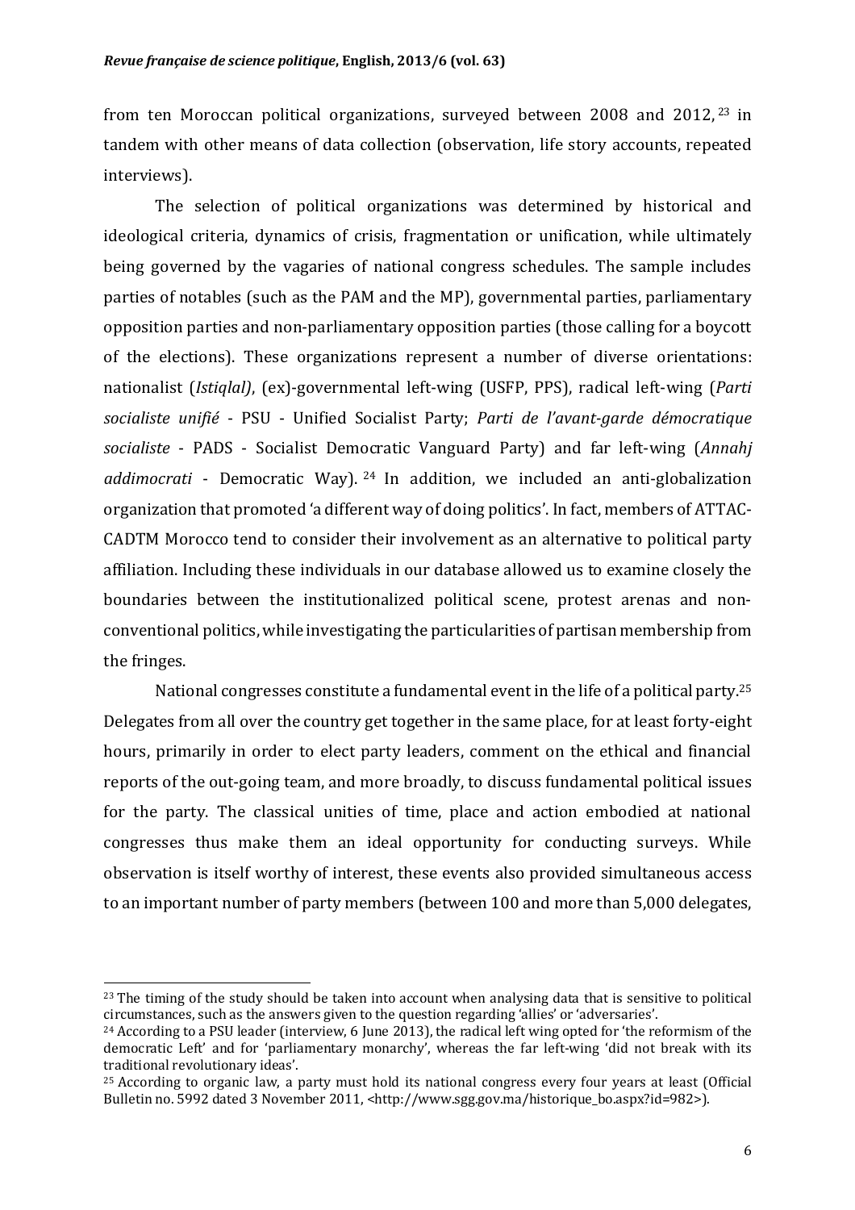from ten Moroccan political organizations, surveyed between 2008 and 2012, [23] in tandem with other means of data collection (observation, life story accounts, repeated interviews).

The selection of political organizations was determined by historical and ideological criteria, dynamics of crisis, fragmentation or unification, while ultimately being governed by the vagaries of national congress schedules. The sample includes parties of notables (such as the PAM and the MP), governmental parties, parliamentary opposition parties and non-parliamentary opposition parties (those calling for a boycott of the elections). These organizations represent a number of diverse orientations: nationalist (*Istiqlal)*, (ex)-governmental left-wing (USFP, PPS), radical left-wing (*Parti socialiste unifié* - PSU - Unified Socialist Party; *Parti de l'avant-garde démocratique socialiste* - PADS - Socialist Democratic Vanguard Party) and far left-wing (*Annahj addimocrati* - Democratic Way). [24] In addition, we included an anti-globalization organization that promoted 'a different way of doing politics'. In fact, members of ATTAC-CADTM Morocco tend to consider their involvement as an alternative to political party affiliation. Including these individuals in our database allowed us to examine closely the boundaries between the institutionalized political scene, protest arenas and non-conventional politics, while investigating the particularities of partisan membership from the fringes.

National congresses constitute a fundamental event in the life of a political party.[25] Delegates from all over the country get together in the same place, for at least forty-eight hours, primarily in order to elect party leaders, comment on the ethical and financial reports of the out-going team, and more broadly, to discuss fundamental political issues for the party. The classical unities of time, place and action embodied at national congresses thus make them an ideal opportunity for conducting surveys. While observation is itself worthy of interest, these events also provided simultaneous access to an important number of party members (between 100 and more than 5,000 delegates,

---

[23] The timing of the study should be taken into account when analysing data that is sensitive to political circumstances, such as the answers given to the question regarding 'allies' or 'adversaries'.

[24] According to a PSU leader (interview, 6 June 2013), the radical left wing opted for 'the reformism of the democratic Left' and for 'parliamentary monarchy', whereas the far left-wing 'did not break with its traditional revolutionary ideas'.

[25] According to organic law, a party must hold its national congress every four years at least (Official Bulletin no. 5992 dated 3 November 2011, <http://www.sgg.gov.ma/historique_bo.aspx?id=982>).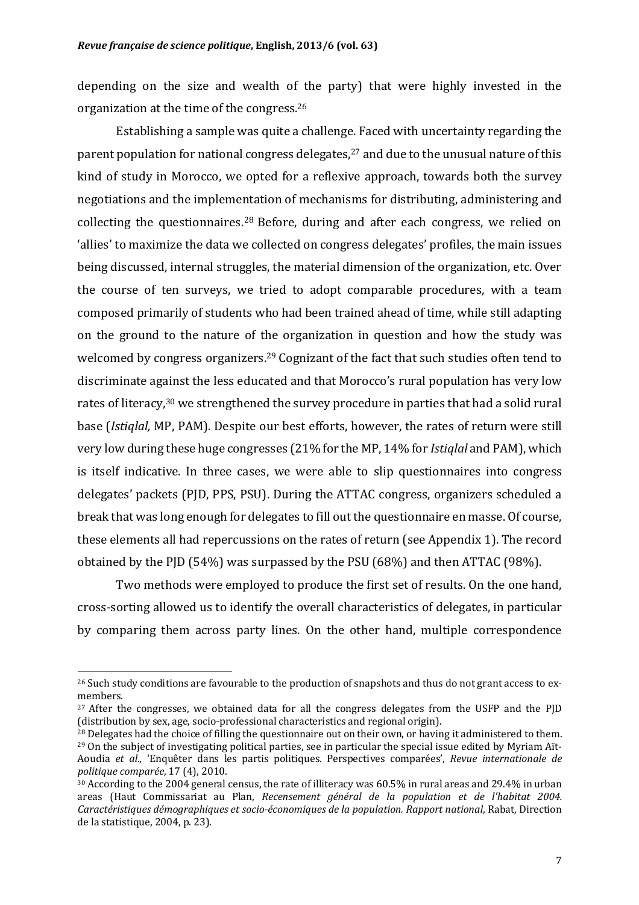depending on the size and wealth of the party) that were highly invested in the organization at the time of the congress.[26]

Establishing a sample was quite a challenge. Faced with uncertainty regarding the parent population for national congress delegates,[27] and due to the unusual nature of this kind of study in Morocco, we opted for a reflexive approach, towards both the survey negotiations and the implementation of mechanisms for distributing, administering and collecting the questionnaires.[28] Before, during and after each congress, we relied on 'allies' to maximize the data we collected on congress delegates' profiles, the main issues being discussed, internal struggles, the material dimension of the organization, etc. Over the course of ten surveys, we tried to adopt comparable procedures, with a team composed primarily of students who had been trained ahead of time, while still adapting on the ground to the nature of the organization in question and how the study was welcomed by congress organizers.[29] Cognizant of the fact that such studies often tend to discriminate against the less educated and that Morocco's rural population has very low rates of literacy,[30] we strengthened the survey procedure in parties that had a solid rural base (*Istiqlal,* MP, PAM). Despite our best efforts, however, the rates of return were still very low during these huge congresses (21% for the MP, 14% for *Istiqlal* and PAM), which is itself indicative. In three cases, we were able to slip questionnaires into congress delegates' packets (PJD, PPS, PSU). During the ATTAC congress, organizers scheduled a break that was long enough for delegates to fill out the questionnaire en masse. Of course, these elements all had repercussions on the rates of return (see Appendix 1). The record obtained by the PJD (54%) was surpassed by the PSU (68%) and then ATTAC (98%).

Two methods were employed to produce the first set of results. On the one hand, cross-sorting allowed us to identify the overall characteristics of delegates, in particular by comparing them across party lines. On the other hand, multiple correspondence

---

[26] Such study conditions are favourable to the production of snapshots and thus do not grant access to ex-members.

[27] After the congresses, we obtained data for all the congress delegates from the USFP and the PJD (distribution by sex, age, socio-professional characteristics and regional origin).

[28] Delegates had the choice of filling the questionnaire out on their own, or having it administered to them.

[29] On the subject of investigating political parties, see in particular the special issue edited by Myriam Aït-Aoudia *et al*., 'Enquêter dans les partis politiques. Perspectives comparées', *Revue internationale de politique comparée*, 17 (4), 2010.

[30] According to the 2004 general census, the rate of illiteracy was 60.5% in rural areas and 29.4% in urban areas (Haut Commissariat au Plan, *Recensement général de la population et de l'habitat 2004. Caractéristiques démographiques et socio-économiques de la population. Rapport national*, Rabat, Direction de la statistique, 2004, p. 23).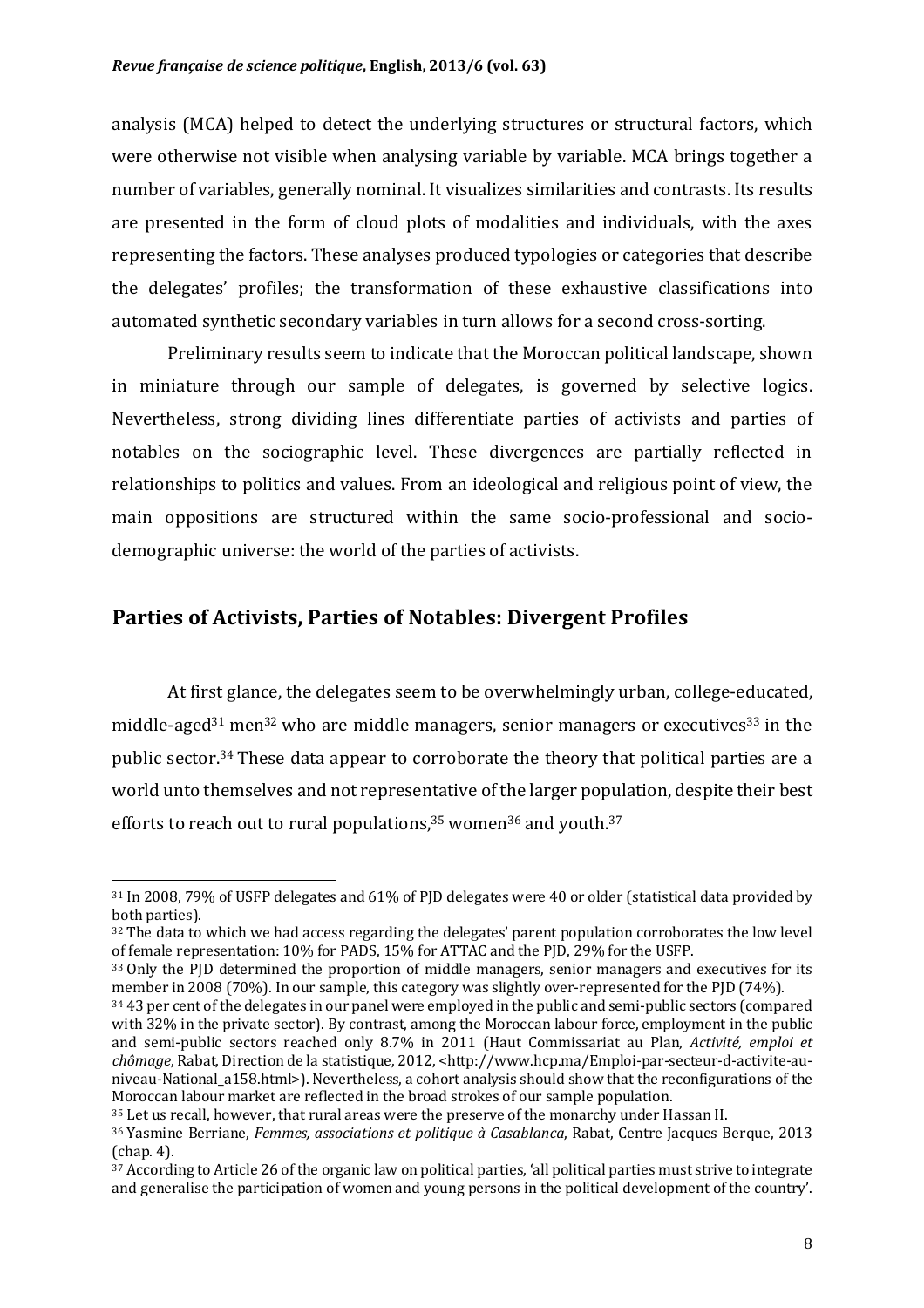analysis (MCA) helped to detect the underlying structures or structural factors, which were otherwise not visible when analysing variable by variable. MCA brings together a number of variables, generally nominal. It visualizes similarities and contrasts. Its results are presented in the form of cloud plots of modalities and individuals, with the axes representing the factors. These analyses produced typologies or categories that describe the delegates' profiles; the transformation of these exhaustive classifications into automated synthetic secondary variables in turn allows for a second cross-sorting.

Preliminary results seem to indicate that the Moroccan political landscape, shown in miniature through our sample of delegates, is governed by selective logics. Nevertheless, strong dividing lines differentiate parties of activists and parties of notables on the sociographic level. These divergences are partially reflected in relationships to politics and values. From an ideological and religious point of view, the main oppositions are structured within the same socio-professional and socio-demographic universe: the world of the parties of activists.

## Parties of Activists, Parties of Notables: Divergent Profiles

At first glance, the delegates seem to be overwhelmingly urban, college-educated, middle-aged[31] men[32] who are middle managers, senior managers or executives[33] in the public sector.[34] These data appear to corroborate the theory that political parties are a world unto themselves and not representative of the larger population, despite their best efforts to reach out to rural populations,[35] women[36] and youth.[37]

---

[31] In 2008, 79% of USFP delegates and 61% of PJD delegates were 40 or older (statistical data provided by both parties).

[32] The data to which we had access regarding the delegates' parent population corroborates the low level of female representation: 10% for PADS, 15% for ATTAC and the PJD, 29% for the USFP.

[33] Only the PJD determined the proportion of middle managers, senior managers and executives for its member in 2008 (70%). In our sample, this category was slightly over-represented for the PJD (74%).

[34] 43 per cent of the delegates in our panel were employed in the public and semi-public sectors (compared with 32% in the private sector). By contrast, among the Moroccan labour force, employment in the public and semi-public sectors reached only 8.7% in 2011 (Haut Commissariat au Plan, *Activité, emploi et chômage*, Rabat, Direction de la statistique, 2012, <http://www.hcp.ma/Emploi-par-secteur-d-activite-au-niveau-National_a158.html>). Nevertheless, a cohort analysis should show that the reconfigurations of the Moroccan labour market are reflected in the broad strokes of our sample population.

[35] Let us recall, however, that rural areas were the preserve of the monarchy under Hassan II.

[36] Yasmine Berriane, *Femmes, associations et politique à Casablanca*, Rabat, Centre Jacques Berque, 2013 (chap. 4).

[37] According to Article 26 of the organic law on political parties, 'all political parties must strive to integrate and generalise the participation of women and young persons in the political development of the country'.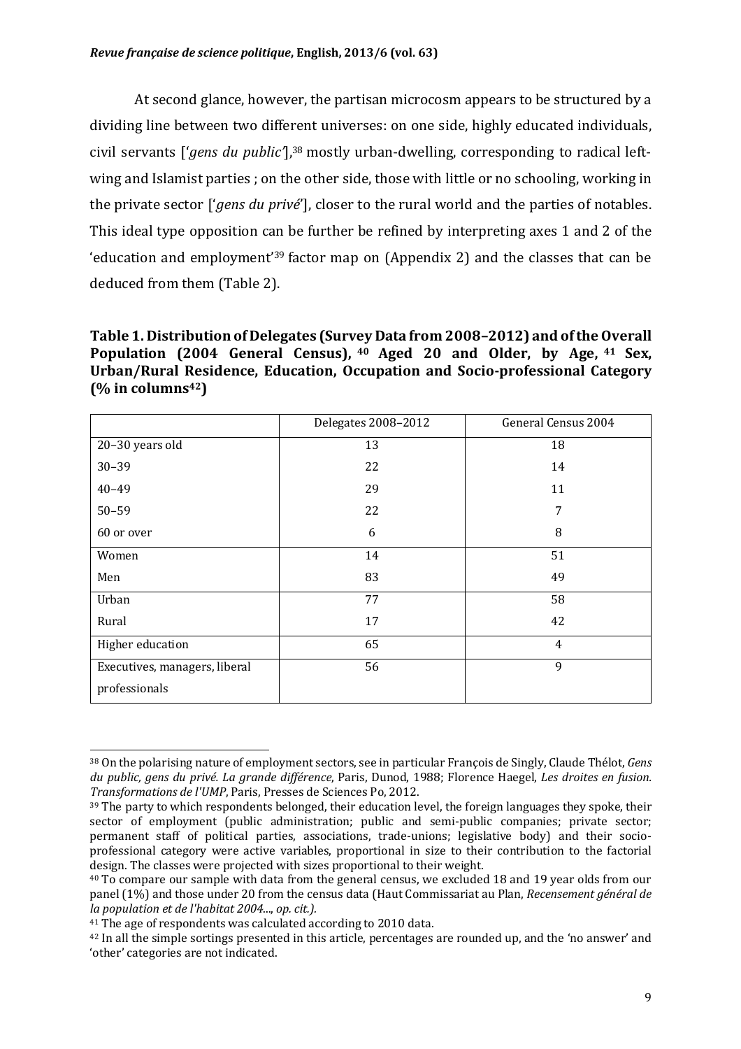At second glance, however, the partisan microcosm appears to be structured by a dividing line between two different universes: on one side, highly educated individuals, civil servants ['*gens du public*'],[38] mostly urban-dwelling, corresponding to radical left-wing and Islamist parties ; on the other side, those with little or no schooling, working in the private sector ['*gens du privé*'], closer to the rural world and the parties of notables. This ideal type opposition can be further be refined by interpreting axes 1 and 2 of the 'education and employment'[39] factor map on (Appendix 2) and the classes that can be deduced from them (Table 2).

**Table 1. Distribution of Delegates (Survey Data from 2008–2012) and of the Overall Population (2004 General Census),[40] Aged 20 and Older, by Age,[41] Sex, Urban/Rural Residence, Education, Occupation and Socio-professional Category (% in columns[42])**

| | Delegates 2008–2012 | General Census 2004 |
|---|---|---|
| 20–30 years old | 13 | 18 |
| 30–39 | 22 | 14 |
| 40–49 | 29 | 11 |
| 50–59 | 22 | 7 |
| 60 or over | 6 | 8 |
| Women | 14 | 51 |
| Men | 83 | 49 |
| Urban | 77 | 58 |
| Rural | 17 | 42 |
| Higher education | 65 | 4 |
| Executives, managers, liberal professionals | 56 | 9 |

[38] On the polarising nature of employment sectors, see in particular François de Singly, Claude Thélot, *Gens du public, gens du privé. La grande différence*, Paris, Dunod, 1988; Florence Haegel, *Les droites en fusion. Transformations de l'UMP*, Paris, Presses de Sciences Po, 2012.

[39] The party to which respondents belonged, their education level, the foreign languages they spoke, their sector of employment (public administration; public and semi-public companies; private sector; permanent staff of political parties, associations, trade-unions; legislative body) and their socio-professional category were active variables, proportional in size to their contribution to the factorial design. The classes were projected with sizes proportional to their weight.

[40] To compare our sample with data from the general census, we excluded 18 and 19 year olds from our panel (1%) and those under 20 from the census data (Haut Commissariat au Plan, *Recensement général de la population et de l'habitat 2004..., op. cit.).*

[41] The age of respondents was calculated according to 2010 data.

[42] In all the simple sortings presented in this article, percentages are rounded up, and the 'no answer' and 'other' categories are not indicated.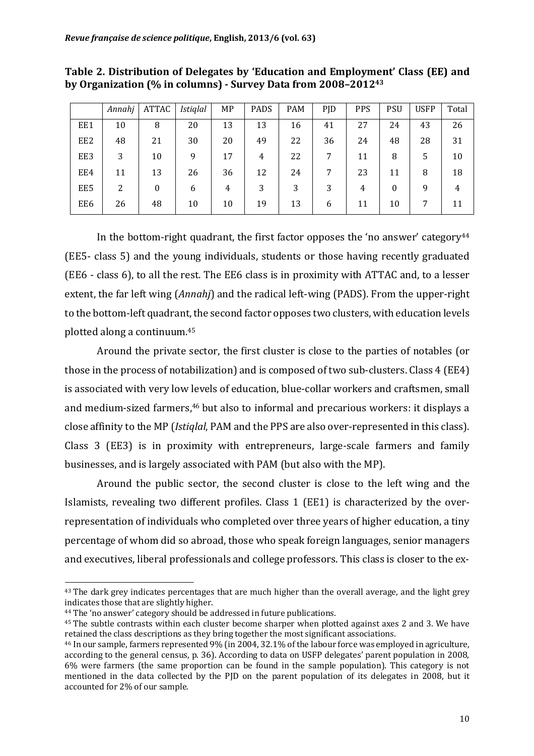**Table 2. Distribution of Delegates by 'Education and Employment' Class (EE) and by Organization (% in columns) - Survey Data from 2008–2012**[43]

| | *Annahj* | ATTAC | *Istiqlal* | MP | PADS | PAM | PJD | PPS | PSU | USFP | Total |
|---|---|---|---|---|---|---|---|---|---|---|---|
| EE1 | 10 | 8 | 20 | 13 | 13 | 16 | 41 | 27 | 24 | 43 | 26 |
| EE2 | 48 | 21 | 30 | 20 | 49 | 22 | 36 | 24 | 48 | 28 | 31 |
| EE3 | 3 | 10 | 9 | 17 | 4 | 22 | 7 | 11 | 8 | 5 | 10 |
| EE4 | 11 | 13 | 26 | 36 | 12 | 24 | 7 | 23 | 11 | 8 | 18 |
| EE5 | 2 | 0 | 6 | 4 | 3 | 3 | 3 | 4 | 0 | 9 | 4 |
| EE6 | 26 | 48 | 10 | 10 | 19 | 13 | 6 | 11 | 10 | 7 | 11 |

In the bottom-right quadrant, the first factor opposes the 'no answer' category[44] (EE5- class 5) and the young individuals, students or those having recently graduated (EE6 - class 6), to all the rest. The EE6 class is in proximity with ATTAC and, to a lesser extent, the far left wing (*Annahj*) and the radical left-wing (PADS). From the upper-right to the bottom-left quadrant, the second factor opposes two clusters, with education levels plotted along a continuum.[45]

Around the private sector, the first cluster is close to the parties of notables (or those in the process of notabilization) and is composed of two sub-clusters. Class 4 (EE4) is associated with very low levels of education, blue-collar workers and craftsmen, small and medium-sized farmers,[46] but also to informal and precarious workers: it displays a close affinity to the MP (*Istiqlal*, PAM and the PPS are also over-represented in this class). Class 3 (EE3) is in proximity with entrepreneurs, large-scale farmers and family businesses, and is largely associated with PAM (but also with the MP).

Around the public sector, the second cluster is close to the left wing and the Islamists, revealing two different profiles. Class 1 (EE1) is characterized by the over-representation of individuals who completed over three years of higher education, a tiny percentage of whom did so abroad, those who speak foreign languages, senior managers and executives, liberal professionals and college professors. This class is closer to the ex-

---

[43] The dark grey indicates percentages that are much higher than the overall average, and the light grey indicates those that are slightly higher.

[44] The 'no answer' category should be addressed in future publications.

[45] The subtle contrasts within each cluster become sharper when plotted against axes 2 and 3. We have retained the class descriptions as they bring together the most significant associations.

[46] In our sample, farmers represented 9% (in 2004, 32.1% of the labour force was employed in agriculture, according to the general census, p. 36). According to data on USFP delegates' parent population in 2008, 6% were farmers (the same proportion can be found in the sample population). This category is not mentioned in the data collected by the PJD on the parent population of its delegates in 2008, but it accounted for 2% of our sample.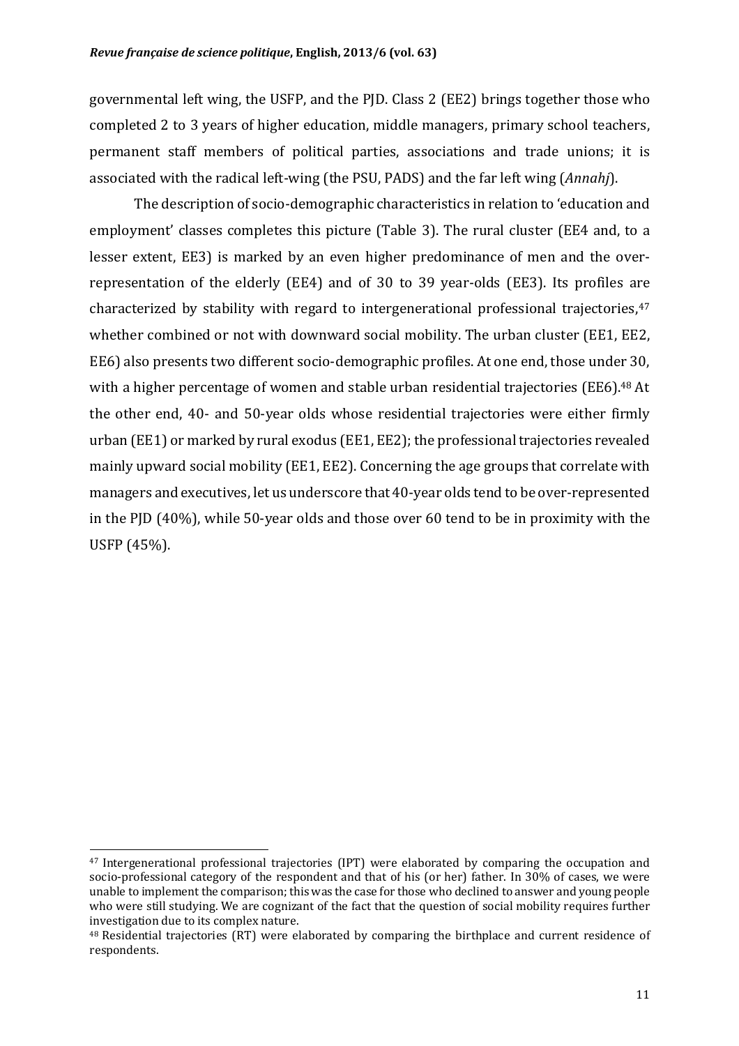governmental left wing, the USFP, and the PJD. Class 2 (EE2) brings together those who completed 2 to 3 years of higher education, middle managers, primary school teachers, permanent staff members of political parties, associations and trade unions; it is associated with the radical left-wing (the PSU, PADS) and the far left wing (*Annahj*).

The description of socio-demographic characteristics in relation to 'education and employment' classes completes this picture (Table 3). The rural cluster (EE4 and, to a lesser extent, EE3) is marked by an even higher predominance of men and the over-representation of the elderly (EE4) and of 30 to 39 year-olds (EE3). Its profiles are characterized by stability with regard to intergenerational professional trajectories,[47] whether combined or not with downward social mobility. The urban cluster (EE1, EE2, EE6) also presents two different socio-demographic profiles. At one end, those under 30, with a higher percentage of women and stable urban residential trajectories (EE6).[48] At the other end, 40- and 50-year olds whose residential trajectories were either firmly urban (EE1) or marked by rural exodus (EE1, EE2); the professional trajectories revealed mainly upward social mobility (EE1, EE2). Concerning the age groups that correlate with managers and executives, let us underscore that 40-year olds tend to be over-represented in the PJD (40%), while 50-year olds and those over 60 tend to be in proximity with the USFP (45%).

---

[47] Intergenerational professional trajectories (IPT) were elaborated by comparing the occupation and socio-professional category of the respondent and that of his (or her) father. In 30% of cases, we were unable to implement the comparison; this was the case for those who declined to answer and young people who were still studying. We are cognizant of the fact that the question of social mobility requires further investigation due to its complex nature.

[48] Residential trajectories (RT) were elaborated by comparing the birthplace and current residence of respondents.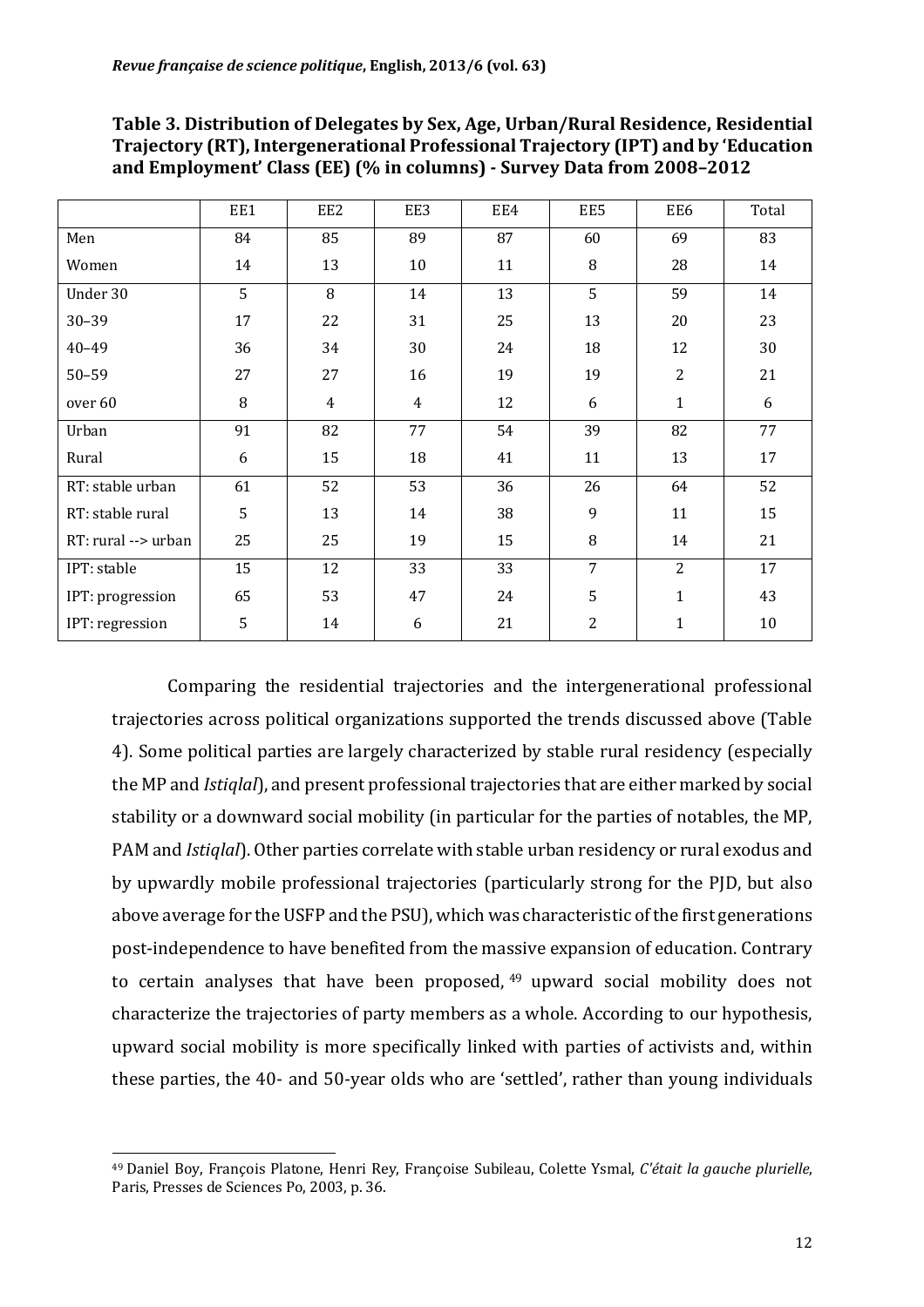**Table 3. Distribution of Delegates by Sex, Age, Urban/Rural Residence, Residential Trajectory (RT), Intergenerational Professional Trajectory (IPT) and by 'Education and Employment' Class (EE) (% in columns) - Survey Data from 2008–2012**

| | EE1 | EE2 | EE3 | EE4 | EE5 | EE6 | Total |
|---|---|---|---|---|---|---|---|
| Men | 84 | 85 | 89 | 87 | 60 | 69 | 83 |
| Women | 14 | 13 | 10 | 11 | 8 | 28 | 14 |
| Under 30 | 5 | 8 | 14 | 13 | 5 | 59 | 14 |
| 30–39 | 17 | 22 | 31 | 25 | 13 | 20 | 23 |
| 40–49 | 36 | 34 | 30 | 24 | 18 | 12 | 30 |
| 50–59 | 27 | 27 | 16 | 19 | 19 | 2 | 21 |
| over 60 | 8 | 4 | 4 | 12 | 6 | 1 | 6 |
| Urban | 91 | 82 | 77 | 54 | 39 | 82 | 77 |
| Rural | 6 | 15 | 18 | 41 | 11 | 13 | 17 |
| RT: stable urban | 61 | 52 | 53 | 36 | 26 | 64 | 52 |
| RT: stable rural | 5 | 13 | 14 | 38 | 9 | 11 | 15 |
| RT: rural --> urban | 25 | 25 | 19 | 15 | 8 | 14 | 21 |
| IPT: stable | 15 | 12 | 33 | 33 | 7 | 2 | 17 |
| IPT: progression | 65 | 53 | 47 | 24 | 5 | 1 | 43 |
| IPT: regression | 5 | 14 | 6 | 21 | 2 | 1 | 10 |

Comparing the residential trajectories and the intergenerational professional trajectories across political organizations supported the trends discussed above (Table 4). Some political parties are largely characterized by stable rural residency (especially the MP and *Istiqlal*), and present professional trajectories that are either marked by social stability or a downward social mobility (in particular for the parties of notables, the MP, PAM and *Istiqlal*). Other parties correlate with stable urban residency or rural exodus and by upwardly mobile professional trajectories (particularly strong for the PJD, but also above average for the USFP and the PSU), which was characteristic of the first generations post-independence to have benefited from the massive expansion of education. Contrary to certain analyses that have been proposed, [49] upward social mobility does not characterize the trajectories of party members as a whole. According to our hypothesis, upward social mobility is more specifically linked with parties of activists and, within these parties, the 40- and 50-year olds who are 'settled', rather than young individuals

[49] Daniel Boy, François Platone, Henri Rey, Françoise Subileau, Colette Ysmal, *C'était la gauche plurielle*, Paris, Presses de Sciences Po, 2003, p. 36.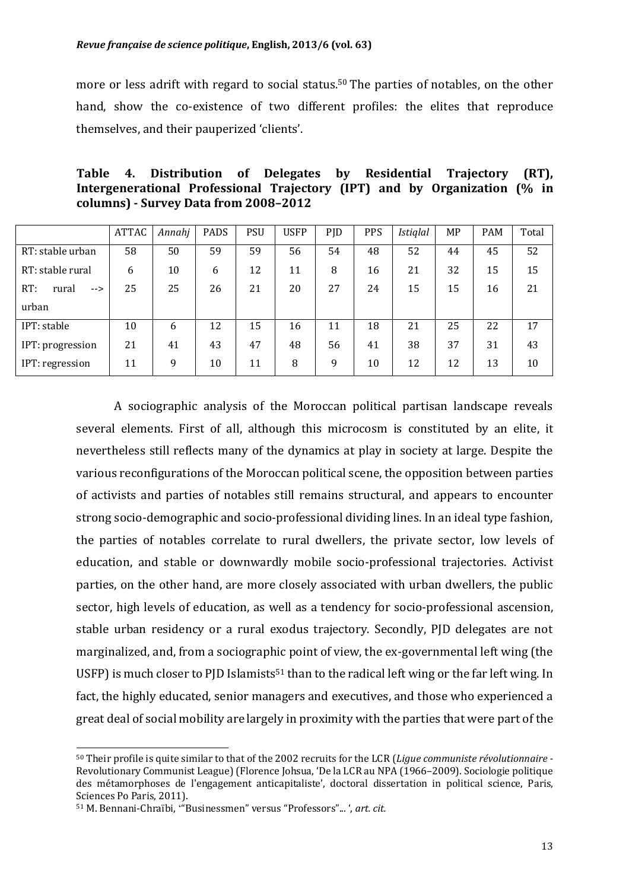more or less adrift with regard to social status.[50] The parties of notables, on the other hand, show the co-existence of two different profiles: the elites that reproduce themselves, and their pauperized 'clients'.

**Table 4. Distribution of Delegates by Residential Trajectory (RT), Intergenerational Professional Trajectory (IPT) and by Organization (% in columns) - Survey Data from 2008–2012**

| | ATTAC | *Annahj* | PADS | PSU | USFP | PJD | PPS | *Istiqlal* | MP | PAM | Total |
|---|---|---|---|---|---|---|---|---|---|---|---|
| RT: stable urban | 58 | 50 | 59 | 59 | 56 | 54 | 48 | 52 | 44 | 45 | 52 |
| RT: stable rural | 6 | 10 | 6 | 12 | 11 | 8 | 16 | 21 | 32 | 15 | 15 |
| RT: rural --> urban | 25 | 25 | 26 | 21 | 20 | 27 | 24 | 15 | 15 | 16 | 21 |
| IPT: stable | 10 | 6 | 12 | 15 | 16 | 11 | 18 | 21 | 25 | 22 | 17 |
| IPT: progression | 21 | 41 | 43 | 47 | 48 | 56 | 41 | 38 | 37 | 31 | 43 |
| IPT: regression | 11 | 9 | 10 | 11 | 8 | 9 | 10 | 12 | 12 | 13 | 10 |

A sociographic analysis of the Moroccan political partisan landscape reveals several elements. First of all, although this microcosm is constituted by an elite, it nevertheless still reflects many of the dynamics at play in society at large. Despite the various reconfigurations of the Moroccan political scene, the opposition between parties of activists and parties of notables still remains structural, and appears to encounter strong socio-demographic and socio-professional dividing lines. In an ideal type fashion, the parties of notables correlate to rural dwellers, the private sector, low levels of education, and stable or downwardly mobile socio-professional trajectories. Activist parties, on the other hand, are more closely associated with urban dwellers, the public sector, high levels of education, as well as a tendency for socio-professional ascension, stable urban residency or a rural exodus trajectory. Secondly, PJD delegates are not marginalized, and, from a sociographic point of view, the ex-governmental left wing (the USFP) is much closer to PJD Islamists[51] than to the radical left wing or the far left wing. In fact, the highly educated, senior managers and executives, and those who experienced a great deal of social mobility are largely in proximity with the parties that were part of the

[50] Their profile is quite similar to that of the 2002 recruits for the LCR (*Ligue communiste révolutionnaire* - Revolutionary Communist League) (Florence Johsua, 'De la LCR au NPA (1966–2009). Sociologie politique des métamorphoses de l'engagement anticapitaliste', doctoral dissertation in political science, Paris, Sciences Po Paris, 2011).

[51] M. Bennani-Chraïbi, '"Businessmen" versus "Professors"... ', *art. cit.*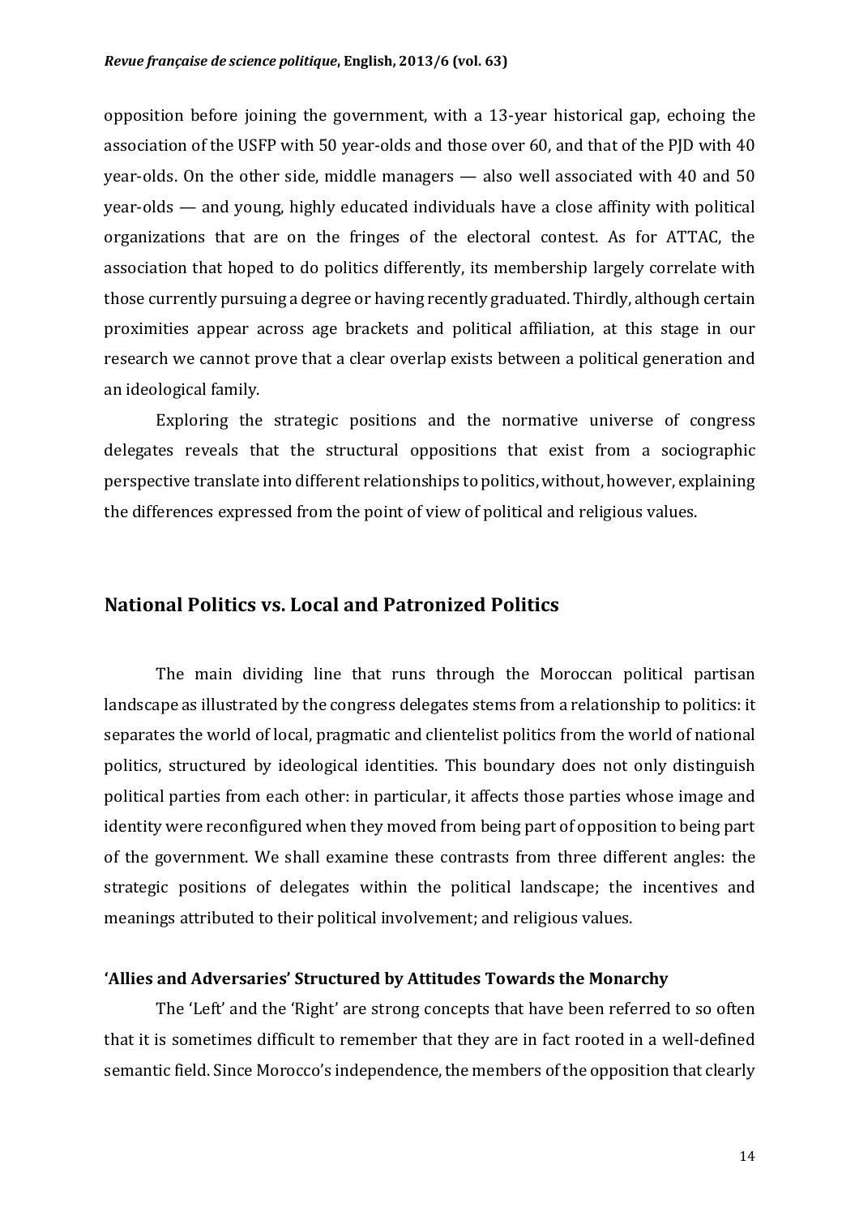opposition before joining the government, with a 13-year historical gap, echoing the association of the USFP with 50 year-olds and those over 60, and that of the PJD with 40 year-olds. On the other side, middle managers — also well associated with 40 and 50 year-olds — and young, highly educated individuals have a close affinity with political organizations that are on the fringes of the electoral contest. As for ATTAC, the association that hoped to do politics differently, its membership largely correlate with those currently pursuing a degree or having recently graduated. Thirdly, although certain proximities appear across age brackets and political affiliation, at this stage in our research we cannot prove that a clear overlap exists between a political generation and an ideological family.

Exploring the strategic positions and the normative universe of congress delegates reveals that the structural oppositions that exist from a sociographic perspective translate into different relationships to politics, without, however, explaining the differences expressed from the point of view of political and religious values.

## National Politics vs. Local and Patronized Politics

The main dividing line that runs through the Moroccan political partisan landscape as illustrated by the congress delegates stems from a relationship to politics: it separates the world of local, pragmatic and clientelist politics from the world of national politics, structured by ideological identities. This boundary does not only distinguish political parties from each other: in particular, it affects those parties whose image and identity were reconfigured when they moved from being part of opposition to being part of the government. We shall examine these contrasts from three different angles: the strategic positions of delegates within the political landscape; the incentives and meanings attributed to their political involvement; and religious values.

### 'Allies and Adversaries' Structured by Attitudes Towards the Monarchy

The 'Left' and the 'Right' are strong concepts that have been referred to so often that it is sometimes difficult to remember that they are in fact rooted in a well-defined semantic field. Since Morocco's independence, the members of the opposition that clearly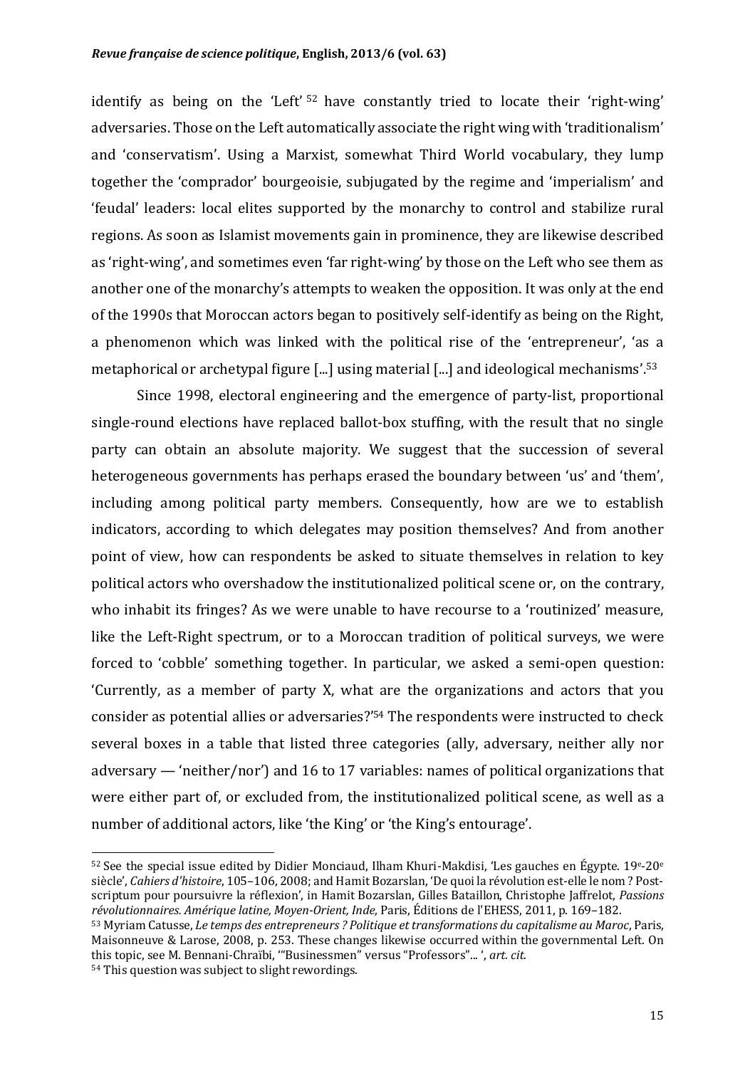identify as being on the 'Left' [52] have constantly tried to locate their 'right-wing' adversaries. Those on the Left automatically associate the right wing with 'traditionalism' and 'conservatism'. Using a Marxist, somewhat Third World vocabulary, they lump together the 'comprador' bourgeoisie, subjugated by the regime and 'imperialism' and 'feudal' leaders: local elites supported by the monarchy to control and stabilize rural regions. As soon as Islamist movements gain in prominence, they are likewise described as 'right-wing', and sometimes even 'far right-wing' by those on the Left who see them as another one of the monarchy's attempts to weaken the opposition. It was only at the end of the 1990s that Moroccan actors began to positively self-identify as being on the Right, a phenomenon which was linked with the political rise of the 'entrepreneur', 'as a metaphorical or archetypal figure [...] using material [...] and ideological mechanisms'.[53]

Since 1998, electoral engineering and the emergence of party-list, proportional single-round elections have replaced ballot-box stuffing, with the result that no single party can obtain an absolute majority. We suggest that the succession of several heterogeneous governments has perhaps erased the boundary between 'us' and 'them', including among political party members. Consequently, how are we to establish indicators, according to which delegates may position themselves? And from another point of view, how can respondents be asked to situate themselves in relation to key political actors who overshadow the institutionalized political scene or, on the contrary, who inhabit its fringes? As we were unable to have recourse to a 'routinized' measure, like the Left-Right spectrum, or to a Moroccan tradition of political surveys, we were forced to 'cobble' something together. In particular, we asked a semi-open question: 'Currently, as a member of party X, what are the organizations and actors that you consider as potential allies or adversaries?'[54] The respondents were instructed to check several boxes in a table that listed three categories (ally, adversary, neither ally nor adversary — 'neither/nor') and 16 to 17 variables: names of political organizations that were either part of, or excluded from, the institutionalized political scene, as well as a number of additional actors, like 'the King' or 'the King's entourage'.

---

[52] See the special issue edited by Didier Monciaud, Ilham Khuri-Makdisi, 'Les gauches en Égypte. 19e-20e siècle', *Cahiers d'histoire*, 105–106, 2008; and Hamit Bozarslan, 'De quoi la révolution est-elle le nom ? Post-scriptum pour poursuivre la réflexion', in Hamit Bozarslan, Gilles Bataillon, Christophe Jaffrelot, *Passions révolutionnaires. Amérique latine, Moyen-Orient, Inde,* Paris, Éditions de l'EHESS, 2011, p. 169–182.

[53] Myriam Catusse, *Le temps des entrepreneurs ? Politique et transformations du capitalisme au Maroc*, Paris, Maisonneuve & Larose, 2008, p. 253. These changes likewise occurred within the governmental Left. On this topic, see M. Bennani-Chraïbi, '"Businessmen" versus "Professors"... ', *art. cit.*

[54] This question was subject to slight rewordings.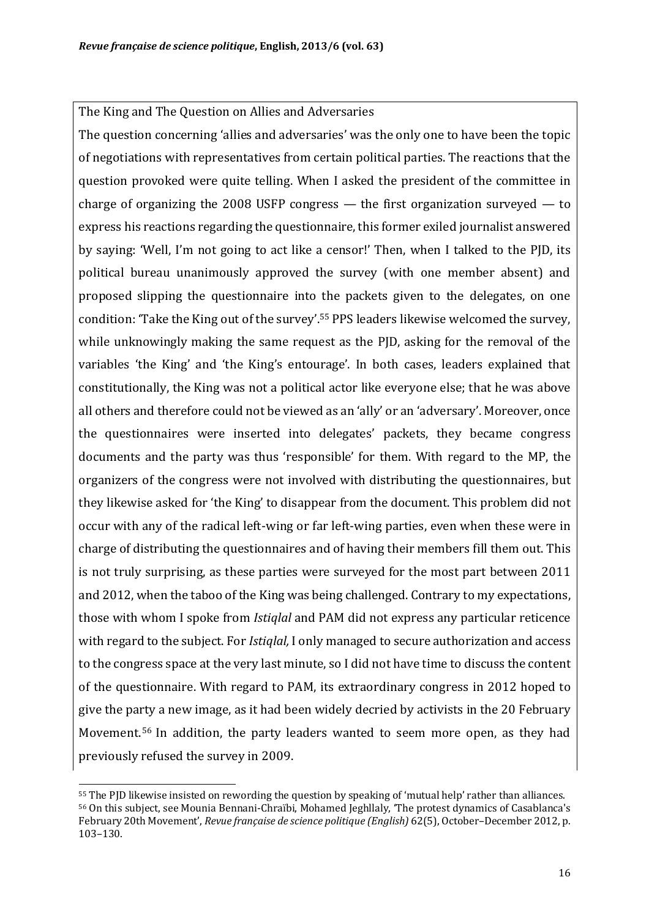The King and The Question on Allies and Adversaries

The question concerning 'allies and adversaries' was the only one to have been the topic of negotiations with representatives from certain political parties. The reactions that the question provoked were quite telling. When I asked the president of the committee in charge of organizing the 2008 USFP congress — the first organization surveyed — to express his reactions regarding the questionnaire, this former exiled journalist answered by saying: 'Well, I'm not going to act like a censor!' Then, when I talked to the PJD, its political bureau unanimously approved the survey (with one member absent) and proposed slipping the questionnaire into the packets given to the delegates, on one condition: 'Take the King out of the survey'.[55] PPS leaders likewise welcomed the survey, while unknowingly making the same request as the PJD, asking for the removal of the variables 'the King' and 'the King's entourage'. In both cases, leaders explained that constitutionally, the King was not a political actor like everyone else; that he was above all others and therefore could not be viewed as an 'ally' or an 'adversary'. Moreover, once the questionnaires were inserted into delegates' packets, they became congress documents and the party was thus 'responsible' for them. With regard to the MP, the organizers of the congress were not involved with distributing the questionnaires, but they likewise asked for 'the King' to disappear from the document. This problem did not occur with any of the radical left-wing or far left-wing parties, even when these were in charge of distributing the questionnaires and of having their members fill them out. This is not truly surprising, as these parties were surveyed for the most part between 2011 and 2012, when the taboo of the King was being challenged. Contrary to my expectations, those with whom I spoke from *Istiqlal* and PAM did not express any particular reticence with regard to the subject. For *Istiqlal,* I only managed to secure authorization and access to the congress space at the very last minute, so I did not have time to discuss the content of the questionnaire. With regard to PAM, its extraordinary congress in 2012 hoped to give the party a new image, as it had been widely decried by activists in the 20 February Movement.[56] In addition, the party leaders wanted to seem more open, as they had previously refused the survey in 2009.

[55] The PJD likewise insisted on rewording the question by speaking of 'mutual help' rather than alliances.

[56] On this subject, see Mounia Bennani-Chraïbi, Mohamed Jeghllaly, 'The protest dynamics of Casablanca's February 20th Movement', *Revue française de science politique (English)* 62(5), October–December 2012, p. 103–130.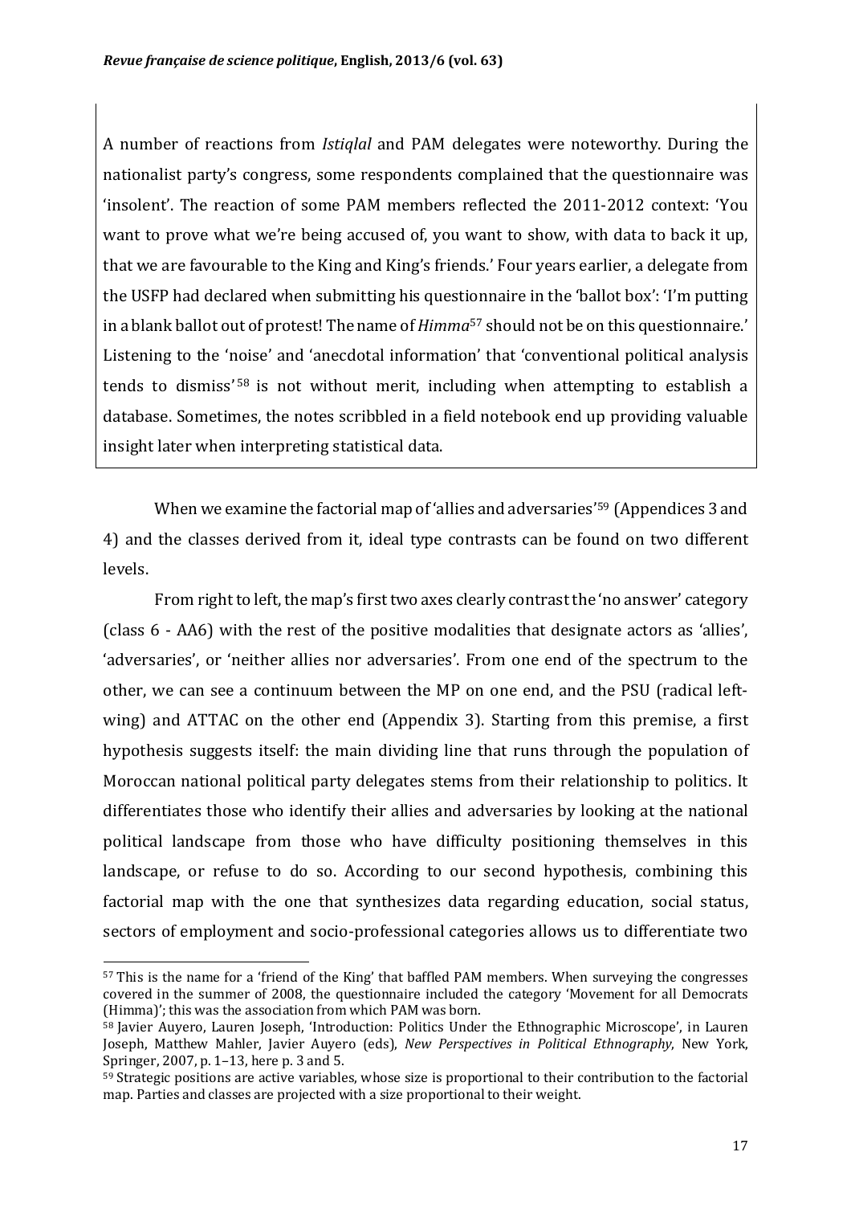A number of reactions from *Istiqlal* and PAM delegates were noteworthy. During the nationalist party's congress, some respondents complained that the questionnaire was 'insolent'. The reaction of some PAM members reflected the 2011-2012 context: 'You want to prove what we're being accused of, you want to show, with data to back it up, that we are favourable to the King and King's friends.' Four years earlier, a delegate from the USFP had declared when submitting his questionnaire in the 'ballot box': 'I'm putting in a blank ballot out of protest! The name of *Himma*[57] should not be on this questionnaire.' Listening to the 'noise' and 'anecdotal information' that 'conventional political analysis tends to dismiss'[58] is not without merit, including when attempting to establish a database. Sometimes, the notes scribbled in a field notebook end up providing valuable insight later when interpreting statistical data.

When we examine the factorial map of 'allies and adversaries'[59] (Appendices 3 and 4) and the classes derived from it, ideal type contrasts can be found on two different levels.

From right to left, the map's first two axes clearly contrast the 'no answer' category (class 6 - AA6) with the rest of the positive modalities that designate actors as 'allies', 'adversaries', or 'neither allies nor adversaries'. From one end of the spectrum to the other, we can see a continuum between the MP on one end, and the PSU (radical left-wing) and ATTAC on the other end (Appendix 3). Starting from this premise, a first hypothesis suggests itself: the main dividing line that runs through the population of Moroccan national political party delegates stems from their relationship to politics. It differentiates those who identify their allies and adversaries by looking at the national political landscape from those who have difficulty positioning themselves in this landscape, or refuse to do so. According to our second hypothesis, combining this factorial map with the one that synthesizes data regarding education, social status, sectors of employment and socio-professional categories allows us to differentiate two

---

[57] This is the name for a 'friend of the King' that baffled PAM members. When surveying the congresses covered in the summer of 2008, the questionnaire included the category 'Movement for all Democrats (Himma)'; this was the association from which PAM was born.

[58] Javier Auyero, Lauren Joseph, 'Introduction: Politics Under the Ethnographic Microscope', in Lauren Joseph, Matthew Mahler, Javier Auyero (eds), *New Perspectives in Political Ethnography*, New York, Springer, 2007, p. 1–13, here p. 3 and 5.

[59] Strategic positions are active variables, whose size is proportional to their contribution to the factorial map. Parties and classes are projected with a size proportional to their weight.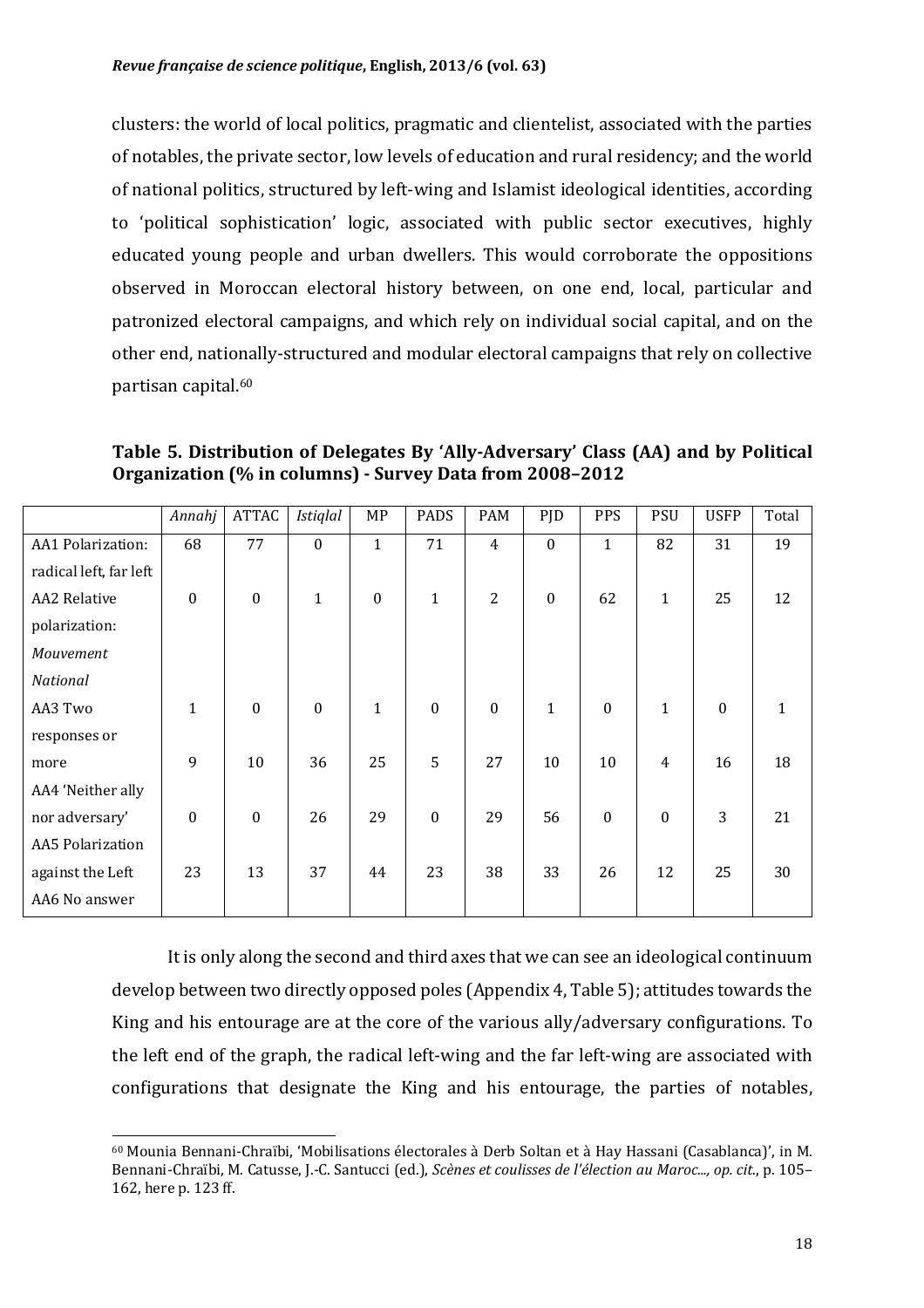clusters: the world of local politics, pragmatic and clientelist, associated with the parties of notables, the private sector, low levels of education and rural residency; and the world of national politics, structured by left-wing and Islamist ideological identities, according to 'political sophistication' logic, associated with public sector executives, highly educated young people and urban dwellers. This would corroborate the oppositions observed in Moroccan electoral history between, on one end, local, particular and patronized electoral campaigns, and which rely on individual social capital, and on the other end, nationally-structured and modular electoral campaigns that rely on collective partisan capital.[60]

**Table 5. Distribution of Delegates By 'Ally-Adversary' Class (AA) and by Political Organization (% in columns) - Survey Data from 2008–2012**

| | *Annahj* | ATTAC | *Istiqlal* | MP | PADS | PAM | PJD | PPS | PSU | USFP | Total |
|---|---|---|---|---|---|---|---|---|---|---|---|
| AA1 Polarization: radical left, far left | 68 | 77 | 0 | 1 | 71 | 4 | 0 | 1 | 82 | 31 | 19 |
| AA2 Relative polarization: *Mouvement National* | 0 | 0 | 1 | 0 | 1 | 2 | 0 | 62 | 1 | 25 | 12 |
| AA3 Two responses or more | 1 | 0 | 0 | 1 | 0 | 0 | 1 | 0 | 1 | 0 | 1 |
| AA4 'Neither ally nor adversary' | 9 | 10 | 36 | 25 | 5 | 27 | 10 | 10 | 4 | 16 | 18 |
| AA5 Polarization against the Left | 0 | 0 | 26 | 29 | 0 | 29 | 56 | 0 | 0 | 3 | 21 |
| AA6 No answer | 23 | 13 | 37 | 44 | 23 | 38 | 33 | 26 | 12 | 25 | 30 |

It is only along the second and third axes that we can see an ideological continuum develop between two directly opposed poles (Appendix 4, Table 5); attitudes towards the King and his entourage are at the core of the various ally/adversary configurations. To the left end of the graph, the radical left-wing and the far left-wing are associated with configurations that designate the King and his entourage, the parties of notables,

---

[60] Mounia Bennani-Chraïbi, 'Mobilisations électorales à Derb Soltan et à Hay Hassani (Casablanca)', in M. Bennani-Chraïbi, M. Catusse, J.-C. Santucci (ed.), *Scènes et coulisses de l'élection au Maroc..., op. cit.*, p. 105–162, here p. 123 ff.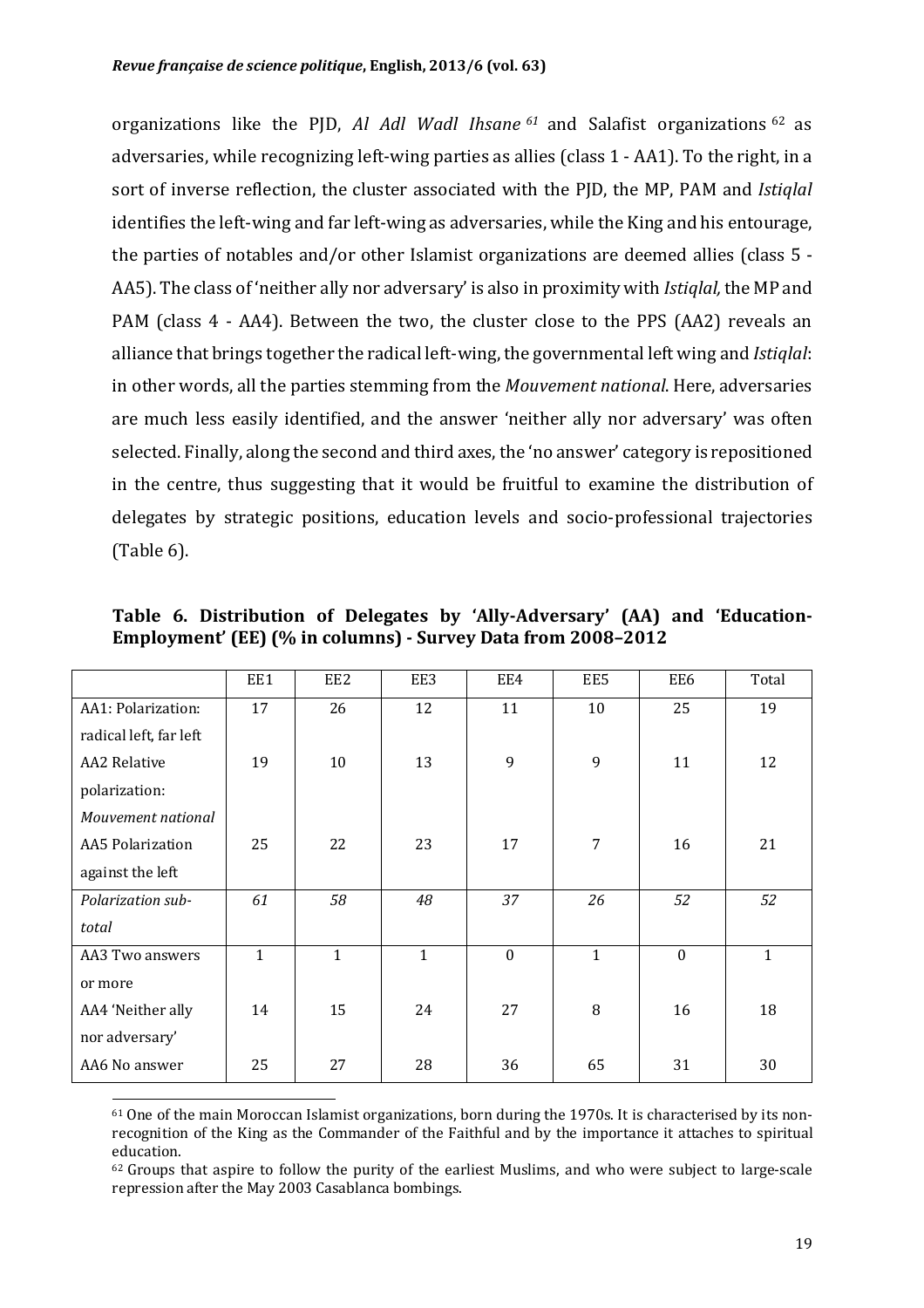organizations like the PJD, *Al Adl Wadl Ihsane* [61] and Salafist organizations [62] as adversaries, while recognizing left-wing parties as allies (class 1 - AA1). To the right, in a sort of inverse reflection, the cluster associated with the PJD, the MP, PAM and *Istiqlal* identifies the left-wing and far left-wing as adversaries, while the King and his entourage, the parties of notables and/or other Islamist organizations are deemed allies (class 5 - AA5). The class of 'neither ally nor adversary' is also in proximity with *Istiqlal,* the MP and PAM (class 4 - AA4). Between the two, the cluster close to the PPS (AA2) reveals an alliance that brings together the radical left-wing, the governmental left wing and *Istiqlal*: in other words, all the parties stemming from the *Mouvement national*. Here, adversaries are much less easily identified, and the answer 'neither ally nor adversary' was often selected. Finally, along the second and third axes, the 'no answer' category is repositioned in the centre, thus suggesting that it would be fruitful to examine the distribution of delegates by strategic positions, education levels and socio-professional trajectories (Table 6).

**Table 6. Distribution of Delegates by 'Ally-Adversary' (AA) and 'Education-Employment' (EE) (% in columns) - Survey Data from 2008–2012**

| | EE1 | EE2 | EE3 | EE4 | EE5 | EE6 | Total |
|---|---|---|---|---|---|---|---|
| AA1: Polarization: radical left, far left | 17 | 26 | 12 | 11 | 10 | 25 | 19 |
| AA2 Relative polarization: *Mouvement national* | 19 | 10 | 13 | 9 | 9 | 11 | 12 |
| AA5 Polarization against the left | 25 | 22 | 23 | 17 | 7 | 16 | 21 |
| *Polarization sub-total* | *61* | *58* | *48* | *37* | *26* | *52* | *52* |
| AA3 Two answers or more | 1 | 1 | 1 | 0 | 1 | 0 | 1 |
| AA4 'Neither ally nor adversary' | 14 | 15 | 24 | 27 | 8 | 16 | 18 |
| AA6 No answer | 25 | 27 | 28 | 36 | 65 | 31 | 30 |

[61] One of the main Moroccan Islamist organizations, born during the 1970s. It is characterised by its non-recognition of the King as the Commander of the Faithful and by the importance it attaches to spiritual education.

[62] Groups that aspire to follow the purity of the earliest Muslims, and who were subject to large-scale repression after the May 2003 Casablanca bombings.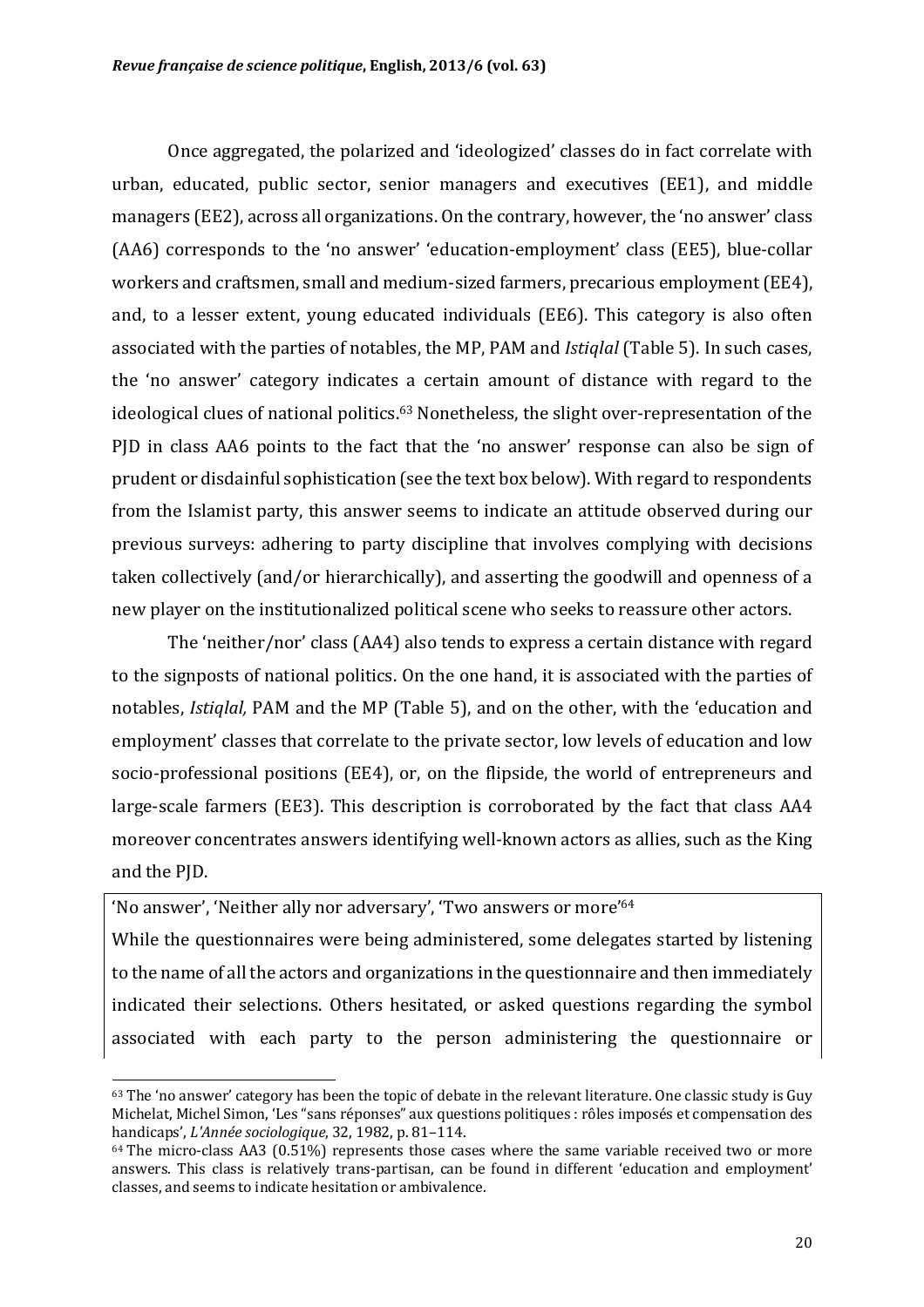Once aggregated, the polarized and 'ideologized' classes do in fact correlate with urban, educated, public sector, senior managers and executives (EE1), and middle managers (EE2), across all organizations. On the contrary, however, the 'no answer' class (AA6) corresponds to the 'no answer' 'education-employment' class (EE5), blue-collar workers and craftsmen, small and medium-sized farmers, precarious employment (EE4), and, to a lesser extent, young educated individuals (EE6). This category is also often associated with the parties of notables, the MP, PAM and *Istiqlal* (Table 5). In such cases, the 'no answer' category indicates a certain amount of distance with regard to the ideological clues of national politics.[63] Nonetheless, the slight over-representation of the PJD in class AA6 points to the fact that the 'no answer' response can also be sign of prudent or disdainful sophistication (see the text box below). With regard to respondents from the Islamist party, this answer seems to indicate an attitude observed during our previous surveys: adhering to party discipline that involves complying with decisions taken collectively (and/or hierarchically), and asserting the goodwill and openness of a new player on the institutionalized political scene who seeks to reassure other actors.

The 'neither/nor' class (AA4) also tends to express a certain distance with regard to the signposts of national politics. On the one hand, it is associated with the parties of notables, *Istiqlal*, PAM and the MP (Table 5), and on the other, with the 'education and employment' classes that correlate to the private sector, low levels of education and low socio-professional positions (EE4), or, on the flipside, the world of entrepreneurs and large-scale farmers (EE3). This description is corroborated by the fact that class AA4 moreover concentrates answers identifying well-known actors as allies, such as the King and the PJD.

'No answer', 'Neither ally nor adversary', 'Two answers or more'[64]

While the questionnaires were being administered, some delegates started by listening to the name of all the actors and organizations in the questionnaire and then immediately indicated their selections. Others hesitated, or asked questions regarding the symbol associated with each party to the person administering the questionnaire or

---

[63] The 'no answer' category has been the topic of debate in the relevant literature. One classic study is Guy Michelat, Michel Simon, 'Les "sans réponses" aux questions politiques : rôles imposés et compensation des handicaps', *L'Année sociologique*, 32, 1982, p. 81–114.

[64] The micro-class AA3 (0.51%) represents those cases where the same variable received two or more answers. This class is relatively trans-partisan, can be found in different 'education and employment' classes, and seems to indicate hesitation or ambivalence.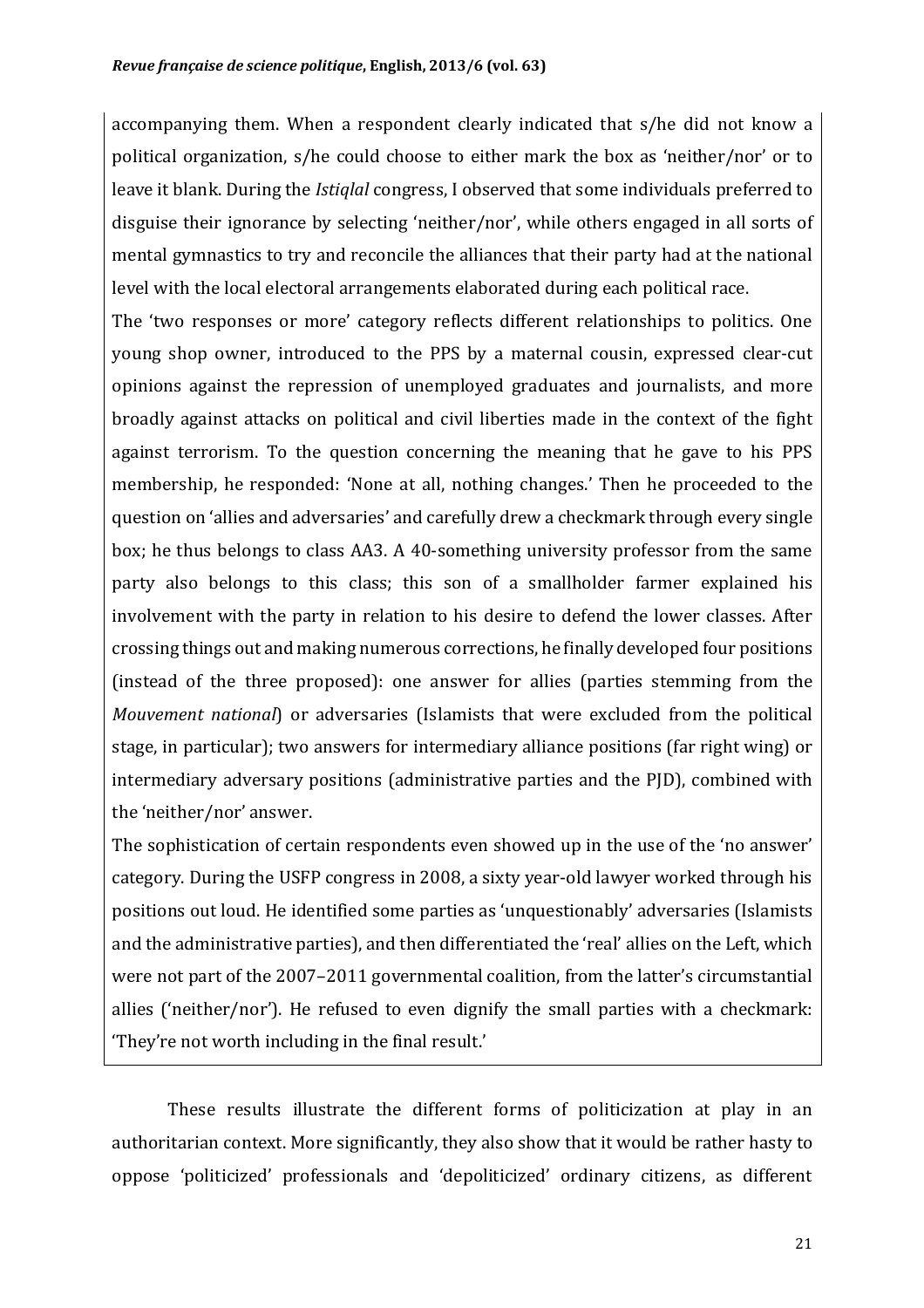accompanying them. When a respondent clearly indicated that s/he did not know a political organization, s/he could choose to either mark the box as 'neither/nor' or to leave it blank. During the *Istiqlal* congress, I observed that some individuals preferred to disguise their ignorance by selecting 'neither/nor', while others engaged in all sorts of mental gymnastics to try and reconcile the alliances that their party had at the national level with the local electoral arrangements elaborated during each political race.

The 'two responses or more' category reflects different relationships to politics. One young shop owner, introduced to the PPS by a maternal cousin, expressed clear-cut opinions against the repression of unemployed graduates and journalists, and more broadly against attacks on political and civil liberties made in the context of the fight against terrorism. To the question concerning the meaning that he gave to his PPS membership, he responded: 'None at all, nothing changes.' Then he proceeded to the question on 'allies and adversaries' and carefully drew a checkmark through every single box; he thus belongs to class AA3. A 40-something university professor from the same party also belongs to this class; this son of a smallholder farmer explained his involvement with the party in relation to his desire to defend the lower classes. After crossing things out and making numerous corrections, he finally developed four positions (instead of the three proposed): one answer for allies (parties stemming from the *Mouvement national*) or adversaries (Islamists that were excluded from the political stage, in particular); two answers for intermediary alliance positions (far right wing) or intermediary adversary positions (administrative parties and the PJD), combined with the 'neither/nor' answer.

The sophistication of certain respondents even showed up in the use of the 'no answer' category. During the USFP congress in 2008, a sixty year-old lawyer worked through his positions out loud. He identified some parties as 'unquestionably' adversaries (Islamists and the administrative parties), and then differentiated the 'real' allies on the Left, which were not part of the 2007–2011 governmental coalition, from the latter's circumstantial allies ('neither/nor'). He refused to even dignify the small parties with a checkmark: 'They're not worth including in the final result.'

These results illustrate the different forms of politicization at play in an authoritarian context. More significantly, they also show that it would be rather hasty to oppose 'politicized' professionals and 'depoliticized' ordinary citizens, as different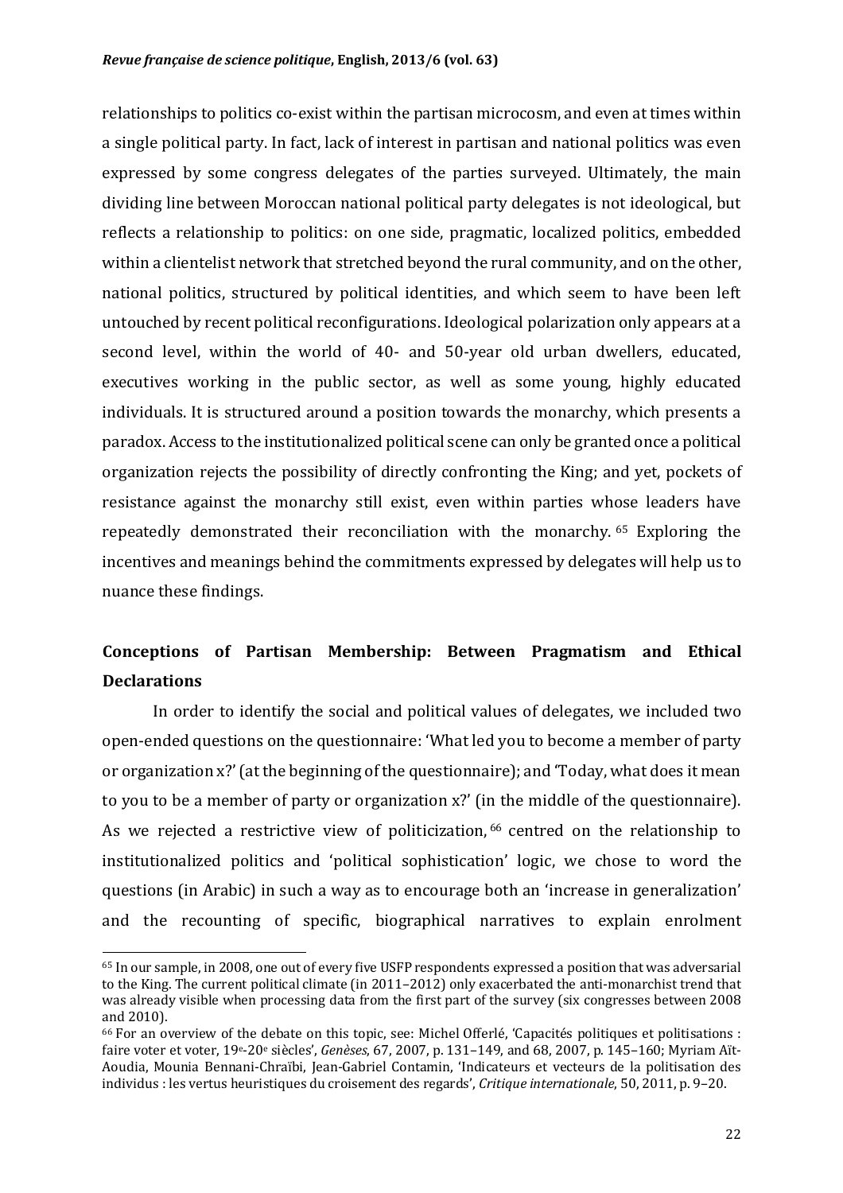relationships to politics co-exist within the partisan microcosm, and even at times within a single political party. In fact, lack of interest in partisan and national politics was even expressed by some congress delegates of the parties surveyed. Ultimately, the main dividing line between Moroccan national political party delegates is not ideological, but reflects a relationship to politics: on one side, pragmatic, localized politics, embedded within a clientelist network that stretched beyond the rural community, and on the other, national politics, structured by political identities, and which seem to have been left untouched by recent political reconfigurations. Ideological polarization only appears at a second level, within the world of 40- and 50-year old urban dwellers, educated, executives working in the public sector, as well as some young, highly educated individuals. It is structured around a position towards the monarchy, which presents a paradox. Access to the institutionalized political scene can only be granted once a political organization rejects the possibility of directly confronting the King; and yet, pockets of resistance against the monarchy still exist, even within parties whose leaders have repeatedly demonstrated their reconciliation with the monarchy. [65] Exploring the incentives and meanings behind the commitments expressed by delegates will help us to nuance these findings.

## Conceptions of Partisan Membership: Between Pragmatism and Ethical Declarations

In order to identify the social and political values of delegates, we included two open-ended questions on the questionnaire: 'What led you to become a member of party or organization x?' (at the beginning of the questionnaire); and 'Today, what does it mean to you to be a member of party or organization x?' (in the middle of the questionnaire). As we rejected a restrictive view of politicization, [66] centred on the relationship to institutionalized politics and 'political sophistication' logic, we chose to word the questions (in Arabic) in such a way as to encourage both an 'increase in generalization' and the recounting of specific, biographical narratives to explain enrolment

---

[65] In our sample, in 2008, one out of every five USFP respondents expressed a position that was adversarial to the King. The current political climate (in 2011–2012) only exacerbated the anti-monarchist trend that was already visible when processing data from the first part of the survey (six congresses between 2008 and 2010).

[66] For an overview of the debate on this topic, see: Michel Offerlé, 'Capacités politiques et politisations : faire voter et voter, 19e-20e siècles', *Genèses*, 67, 2007, p. 131–149, and 68, 2007, p. 145–160; Myriam Aït-Aoudia, Mounia Bennani-Chraïbi, Jean-Gabriel Contamin, 'Indicateurs et vecteurs de la politisation des individus : les vertus heuristiques du croisement des regards', *Critique internationale*, 50, 2011, p. 9–20.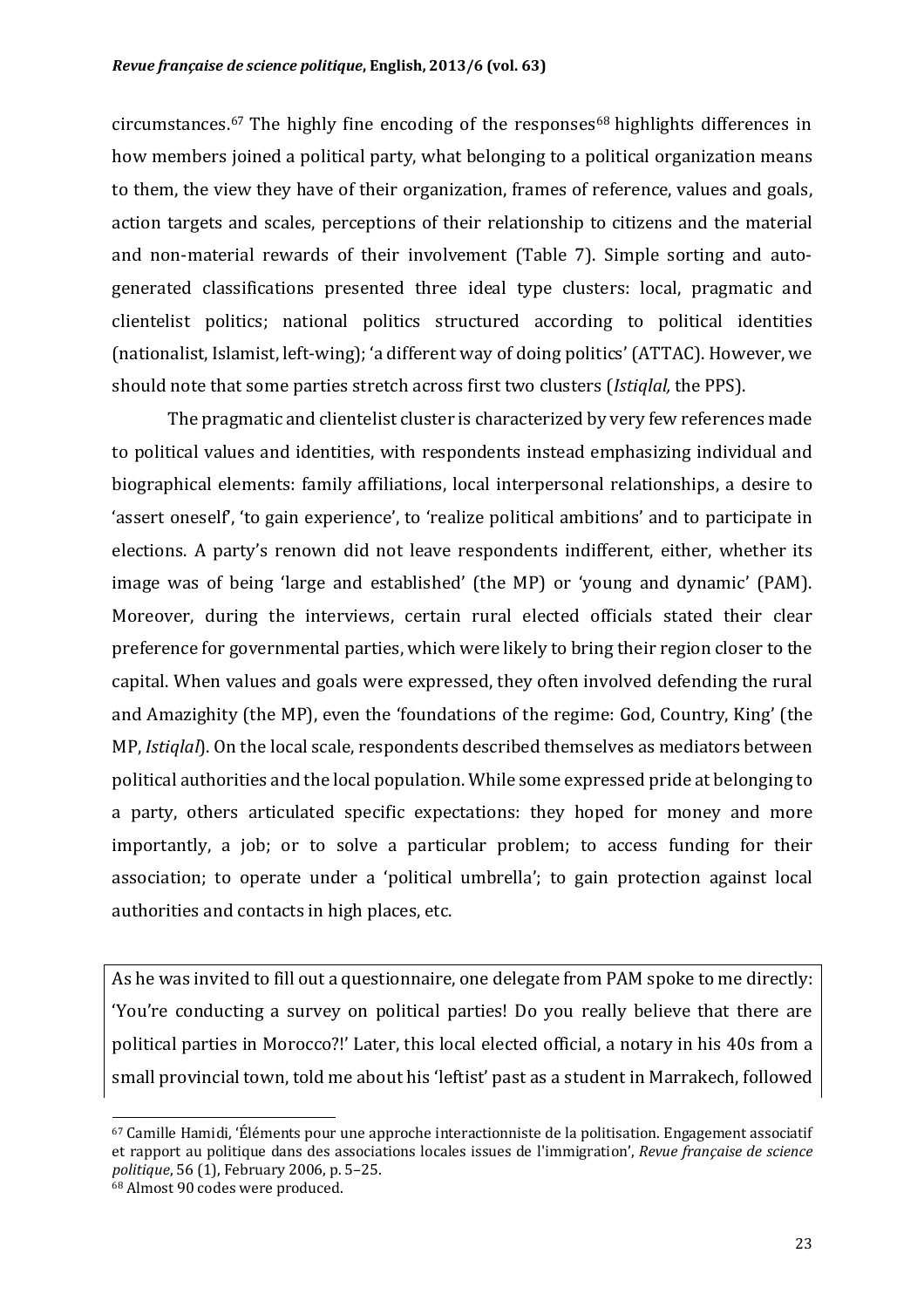circumstances.[67] The highly fine encoding of the responses[68] highlights differences in how members joined a political party, what belonging to a political organization means to them, the view they have of their organization, frames of reference, values and goals, action targets and scales, perceptions of their relationship to citizens and the material and non-material rewards of their involvement (Table 7). Simple sorting and auto-generated classifications presented three ideal type clusters: local, pragmatic and clientelist politics; national politics structured according to political identities (nationalist, Islamist, left-wing); 'a different way of doing politics' (ATTAC). However, we should note that some parties stretch across first two clusters (*Istiqlal,* the PPS).

The pragmatic and clientelist cluster is characterized by very few references made to political values and identities, with respondents instead emphasizing individual and biographical elements: family affiliations, local interpersonal relationships, a desire to 'assert oneself', 'to gain experience', to 'realize political ambitions' and to participate in elections. A party's renown did not leave respondents indifferent, either, whether its image was of being 'large and established' (the MP) or 'young and dynamic' (PAM). Moreover, during the interviews, certain rural elected officials stated their clear preference for governmental parties, which were likely to bring their region closer to the capital. When values and goals were expressed, they often involved defending the rural and Amazighity (the MP), even the 'foundations of the regime: God, Country, King' (the MP, *Istiqlal*). On the local scale, respondents described themselves as mediators between political authorities and the local population. While some expressed pride at belonging to a party, others articulated specific expectations: they hoped for money and more importantly, a job; or to solve a particular problem; to access funding for their association; to operate under a 'political umbrella'; to gain protection against local authorities and contacts in high places, etc.

As he was invited to fill out a questionnaire, one delegate from PAM spoke to me directly: 'You're conducting a survey on political parties! Do you really believe that there are political parties in Morocco?!' Later, this local elected official, a notary in his 40s from a small provincial town, told me about his 'leftist' past as a student in Marrakech, followed

---

[67] Camille Hamidi, 'Éléments pour une approche interactionniste de la politisation. Engagement associatif et rapport au politique dans des associations locales issues de l'immigration', *Revue française de science politique*, 56 (1), February 2006, p. 5–25.

[68] Almost 90 codes were produced.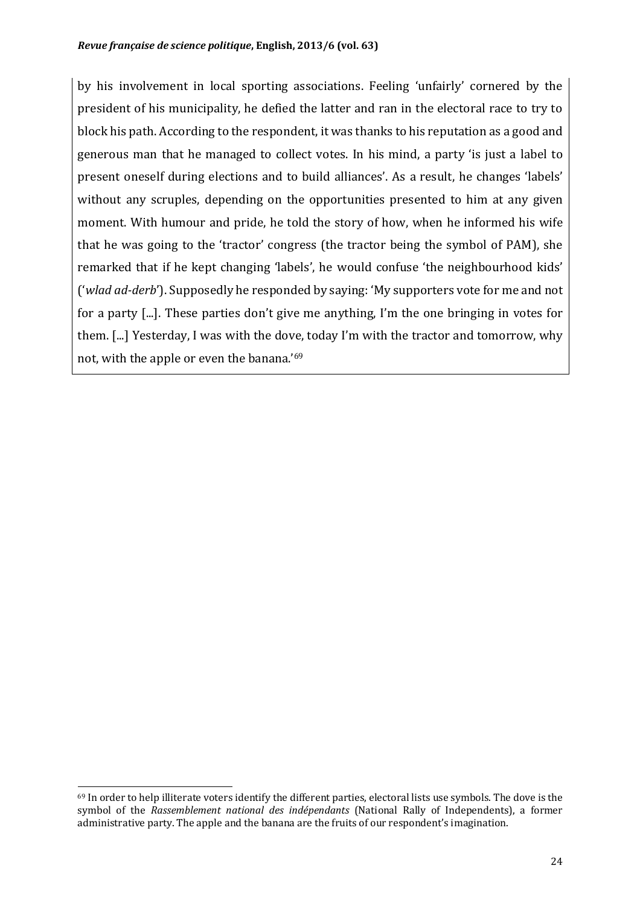by his involvement in local sporting associations. Feeling 'unfairly' cornered by the president of his municipality, he defied the latter and ran in the electoral race to try to block his path. According to the respondent, it was thanks to his reputation as a good and generous man that he managed to collect votes. In his mind, a party 'is just a label to present oneself during elections and to build alliances'. As a result, he changes 'labels' without any scruples, depending on the opportunities presented to him at any given moment. With humour and pride, he told the story of how, when he informed his wife that he was going to the 'tractor' congress (the tractor being the symbol of PAM), she remarked that if he kept changing 'labels', he would confuse 'the neighbourhood kids' ('*wlad ad-derb*'). Supposedly he responded by saying: 'My supporters vote for me and not for a party [...]. These parties don't give me anything, I'm the one bringing in votes for them. [...] Yesterday, I was with the dove, today I'm with the tractor and tomorrow, why not, with the apple or even the banana.'[69]

---

[69] In order to help illiterate voters identify the different parties, electoral lists use symbols. The dove is the symbol of the *Rassemblement national des indépendants* (National Rally of Independents), a former administrative party. The apple and the banana are the fruits of our respondent's imagination.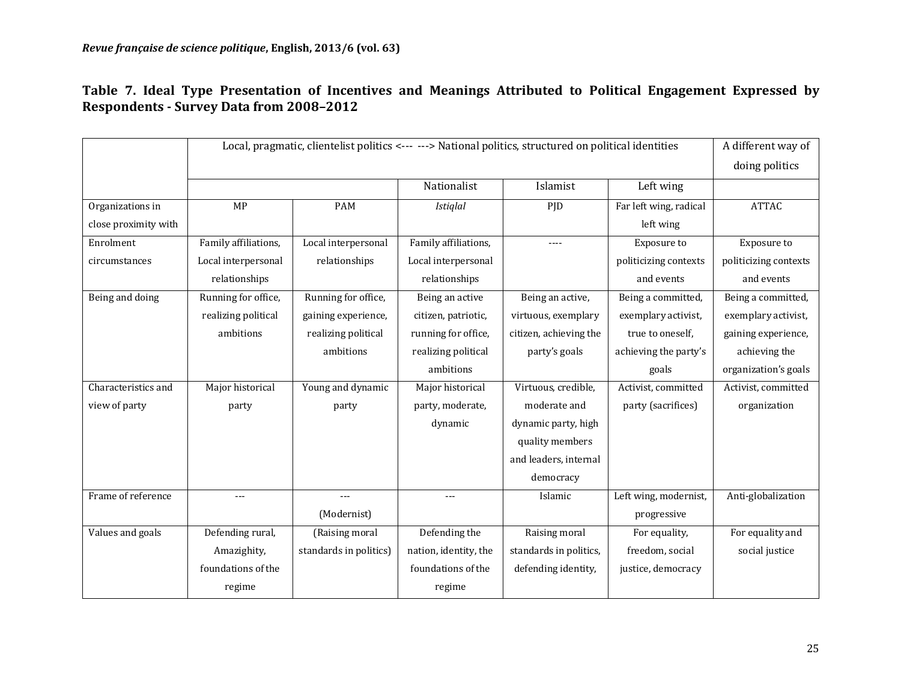**Table 7. Ideal Type Presentation of Incentives and Meanings Attributed to Political Engagement Expressed by Respondents - Survey Data from 2008–2012**

| | Local, pragmatic, clientelist politics <--- ---> National politics, structured on political identities | | | | | A different way of doing politics |
|---|---|---|---|---|---|---|
| | | | Nationalist | Islamist | Left wing | |
| Organizations in close proximity with | MP | PAM | *Istiqlal* | PJD | Far left wing, radical left wing | ATTAC |
| Enrolment circumstances | Family affiliations, Local interpersonal relationships | Local interpersonal relationships | Family affiliations, Local interpersonal relationships | ---- | Exposure to politicizing contexts and events | Exposure to politicizing contexts and events |
| Being and doing | Running for office, realizing political ambitions | Running for office, gaining experience, realizing political ambitions | Being an active citizen, patriotic, running for office, realizing political ambitions | Being an active, virtuous, exemplary citizen, achieving the party's goals | Being a committed, exemplary activist, true to oneself, achieving the party's goals | Being a committed, exemplary activist, gaining experience, achieving the organization's goals |
| Characteristics and view of party | Major historical party | Young and dynamic party | Major historical party, moderate, dynamic | Virtuous, credible, moderate and dynamic party, high quality members and leaders, internal democracy | Activist, committed party (sacrifices) | Activist, committed organization |
| Frame of reference | --- | --- (Modernist) | --- | Islamic | Left wing, modernist, progressive | Anti-globalization |
| Values and goals | Defending rural, Amazighity, foundations of the regime | (Raising moral standards in politics) | Defending the nation, identity, the foundations of the regime | Raising moral standards in politics, defending identity, | For equality, freedom, social justice, democracy | For equality and social justice |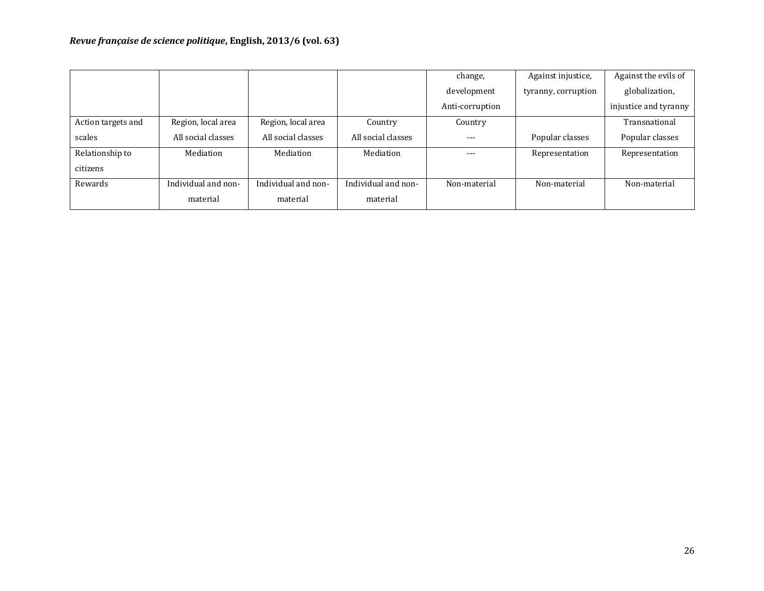| | | | | change, development Anti-corruption | Against injustice, tyranny, corruption | Against the evils of globalization, injustice and tyranny |
|---|---|---|---|---|---|---|
| Action targets and scales | Region, local area All social classes | Region, local area All social classes | Country All social classes | Country --- | Popular classes | Transnational Popular classes |
| Relationship to citizens | Mediation | Mediation | Mediation | --- | Representation | Representation |
| Rewards | Individual and non-material | Individual and non-material | Individual and non-material | Non-material | Non-material | Non-material |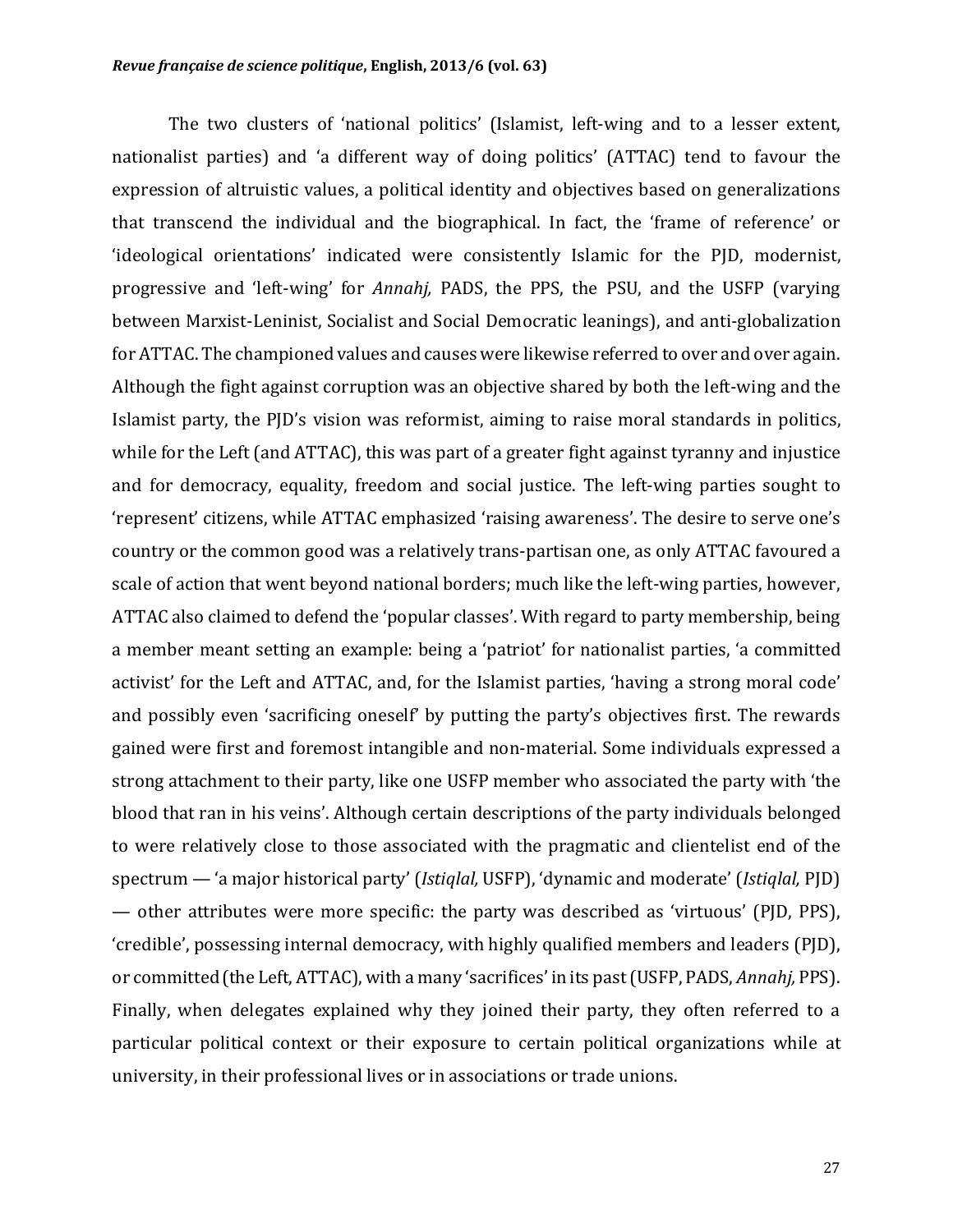The two clusters of 'national politics' (Islamist, left-wing and to a lesser extent, nationalist parties) and 'a different way of doing politics' (ATTAC) tend to favour the expression of altruistic values, a political identity and objectives based on generalizations that transcend the individual and the biographical. In fact, the 'frame of reference' or 'ideological orientations' indicated were consistently Islamic for the PJD, modernist, progressive and 'left-wing' for *Annahj,* PADS, the PPS, the PSU, and the USFP (varying between Marxist-Leninist, Socialist and Social Democratic leanings), and anti-globalization for ATTAC. The championed values and causes were likewise referred to over and over again. Although the fight against corruption was an objective shared by both the left-wing and the Islamist party, the PJD's vision was reformist, aiming to raise moral standards in politics, while for the Left (and ATTAC), this was part of a greater fight against tyranny and injustice and for democracy, equality, freedom and social justice. The left-wing parties sought to 'represent' citizens, while ATTAC emphasized 'raising awareness'. The desire to serve one's country or the common good was a relatively trans-partisan one, as only ATTAC favoured a scale of action that went beyond national borders; much like the left-wing parties, however, ATTAC also claimed to defend the 'popular classes'. With regard to party membership, being a member meant setting an example: being a 'patriot' for nationalist parties, 'a committed activist' for the Left and ATTAC, and, for the Islamist parties, 'having a strong moral code' and possibly even 'sacrificing oneself' by putting the party's objectives first. The rewards gained were first and foremost intangible and non-material. Some individuals expressed a strong attachment to their party, like one USFP member who associated the party with 'the blood that ran in his veins'. Although certain descriptions of the party individuals belonged to were relatively close to those associated with the pragmatic and clientelist end of the spectrum — 'a major historical party' (*Istiqlal,* USFP), 'dynamic and moderate' (*Istiqlal,* PJD) — other attributes were more specific: the party was described as 'virtuous' (PJD, PPS), 'credible', possessing internal democracy, with highly qualified members and leaders (PJD), or committed (the Left, ATTAC), with a many 'sacrifices' in its past (USFP, PADS, *Annahj,* PPS). Finally, when delegates explained why they joined their party, they often referred to a particular political context or their exposure to certain political organizations while at university, in their professional lives or in associations or trade unions.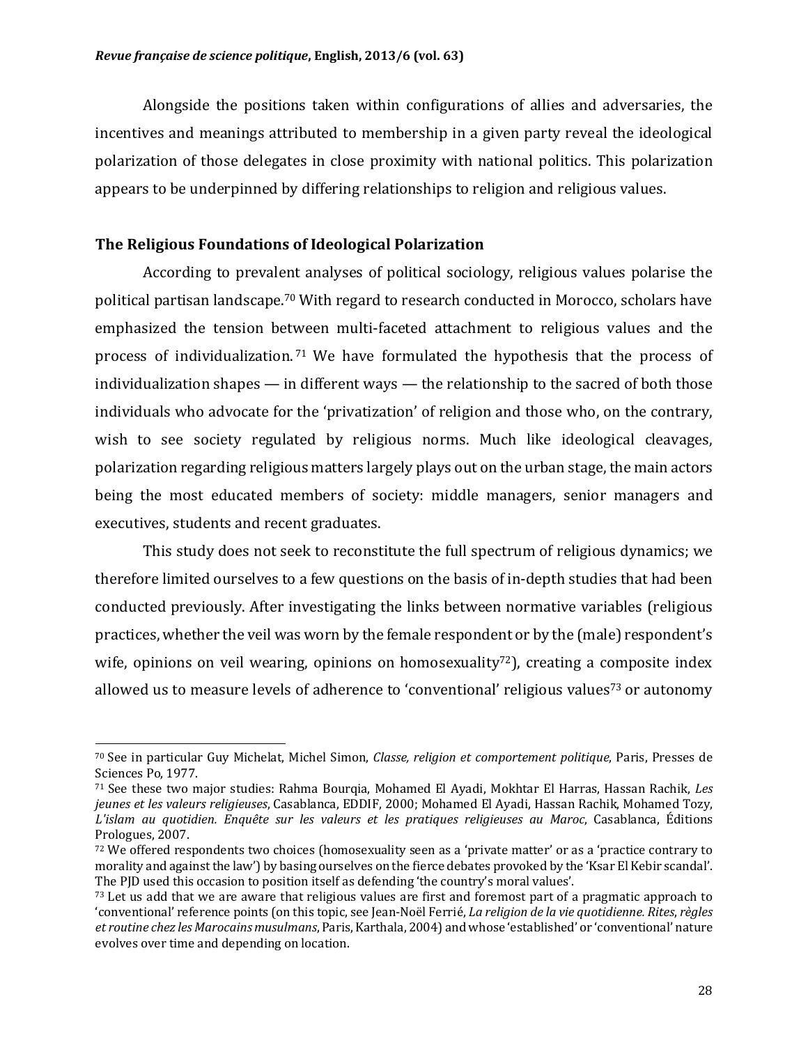Alongside the positions taken within configurations of allies and adversaries, the incentives and meanings attributed to membership in a given party reveal the ideological polarization of those delegates in close proximity with national politics. This polarization appears to be underpinned by differing relationships to religion and religious values.

## The Religious Foundations of Ideological Polarization

According to prevalent analyses of political sociology, religious values polarise the political partisan landscape.[70] With regard to research conducted in Morocco, scholars have emphasized the tension between multi-faceted attachment to religious values and the process of individualization.[71] We have formulated the hypothesis that the process of individualization shapes — in different ways — the relationship to the sacred of both those individuals who advocate for the 'privatization' of religion and those who, on the contrary, wish to see society regulated by religious norms. Much like ideological cleavages, polarization regarding religious matters largely plays out on the urban stage, the main actors being the most educated members of society: middle managers, senior managers and executives, students and recent graduates.

This study does not seek to reconstitute the full spectrum of religious dynamics; we therefore limited ourselves to a few questions on the basis of in-depth studies that had been conducted previously. After investigating the links between normative variables (religious practices, whether the veil was worn by the female respondent or by the (male) respondent's wife, opinions on veil wearing, opinions on homosexuality[72]), creating a composite index allowed us to measure levels of adherence to 'conventional' religious values[73] or autonomy

---

[70] See in particular Guy Michelat, Michel Simon, *Classe, religion et comportement politique*, Paris, Presses de Sciences Po, 1977.

[71] See these two major studies: Rahma Bourqia, Mohamed El Ayadi, Mokhtar El Harras, Hassan Rachik, *Les jeunes et les valeurs religieuses*, Casablanca, EDDIF, 2000; Mohamed El Ayadi, Hassan Rachik, Mohamed Tozy, *L'islam au quotidien. Enquête sur les valeurs et les pratiques religieuses au Maroc*, Casablanca, Éditions Prologues, 2007.

[72] We offered respondents two choices (homosexuality seen as a 'private matter' or as a 'practice contrary to morality and against the law') by basing ourselves on the fierce debates provoked by the 'Ksar El Kebir scandal'. The PJD used this occasion to position itself as defending 'the country's moral values'.

[73] Let us add that we are aware that religious values are first and foremost part of a pragmatic approach to 'conventional' reference points (on this topic, see Jean-Noël Ferrié, *La religion de la vie quotidienne. Rites, règles et routine chez les Marocains musulmans*, Paris, Karthala, 2004) and whose 'established' or 'conventional' nature evolves over time and depending on location.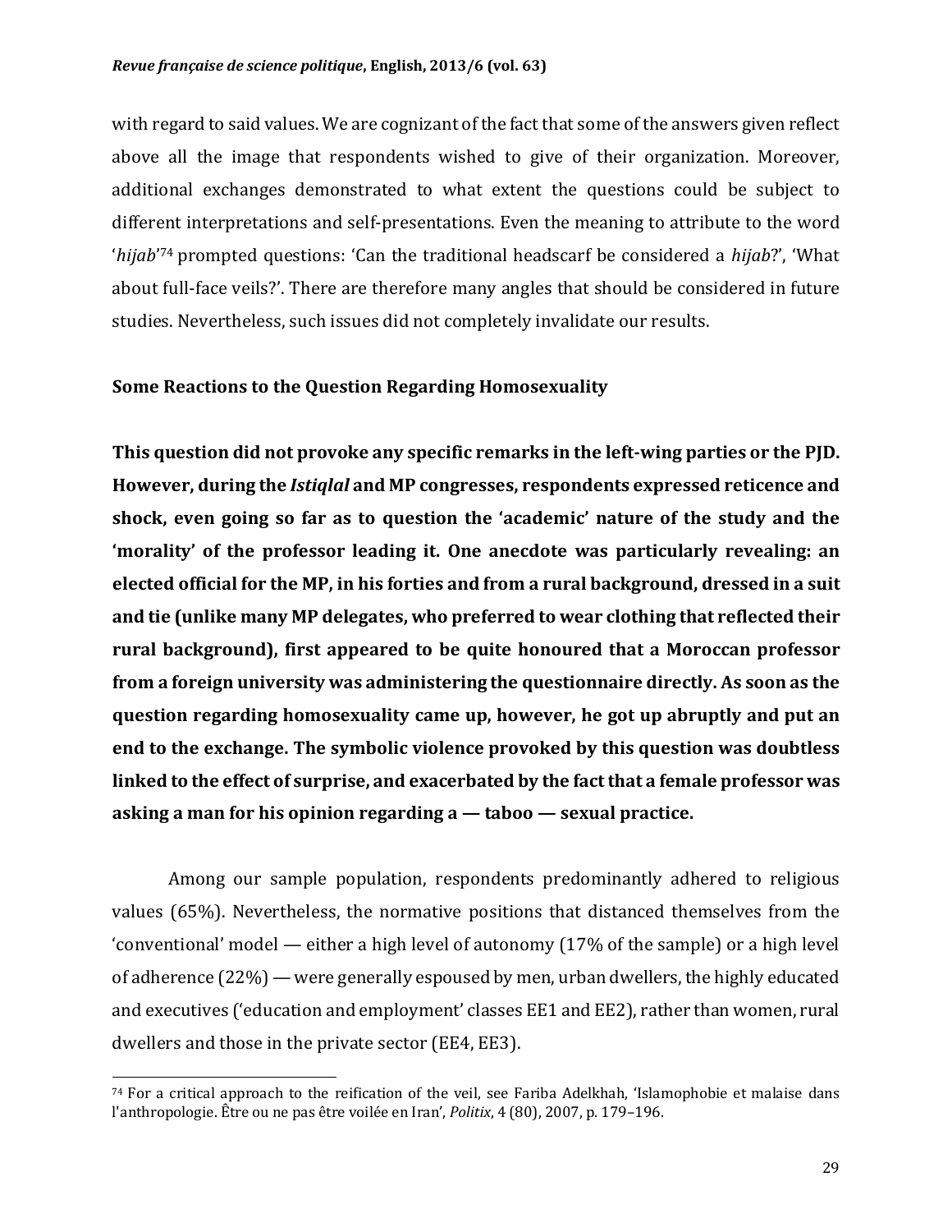with regard to said values. We are cognizant of the fact that some of the answers given reflect above all the image that respondents wished to give of their organization. Moreover, additional exchanges demonstrated to what extent the questions could be subject to different interpretations and self-presentations. Even the meaning to attribute to the word '*hijab*'[74] prompted questions: 'Can the traditional headscarf be considered a *hijab*?', 'What about full-face veils?'. There are therefore many angles that should be considered in future studies. Nevertheless, such issues did not completely invalidate our results.

**Some Reactions to the Question Regarding Homosexuality**

**This question did not provoke any specific remarks in the left-wing parties or the PJD. However, during the *Istiqlal* and MP congresses, respondents expressed reticence and shock, even going so far as to question the 'academic' nature of the study and the 'morality' of the professor leading it. One anecdote was particularly revealing: an elected official for the MP, in his forties and from a rural background, dressed in a suit and tie (unlike many MP delegates, who preferred to wear clothing that reflected their rural background), first appeared to be quite honoured that a Moroccan professor from a foreign university was administering the questionnaire directly. As soon as the question regarding homosexuality came up, however, he got up abruptly and put an end to the exchange. The symbolic violence provoked by this question was doubtless linked to the effect of surprise, and exacerbated by the fact that a female professor was asking a man for his opinion regarding a — taboo — sexual practice.**

Among our sample population, respondents predominantly adhered to religious values (65%). Nevertheless, the normative positions that distanced themselves from the 'conventional' model — either a high level of autonomy (17% of the sample) or a high level of adherence (22%) — were generally espoused by men, urban dwellers, the highly educated and executives ('education and employment' classes EE1 and EE2), rather than women, rural dwellers and those in the private sector (EE4, EE3).

[74] For a critical approach to the reification of the veil, see Fariba Adelkhah, 'Islamophobie et malaise dans l'anthropologie. Être ou ne pas être voilée en Iran', *Politix*, 4 (80), 2007, p. 179–196.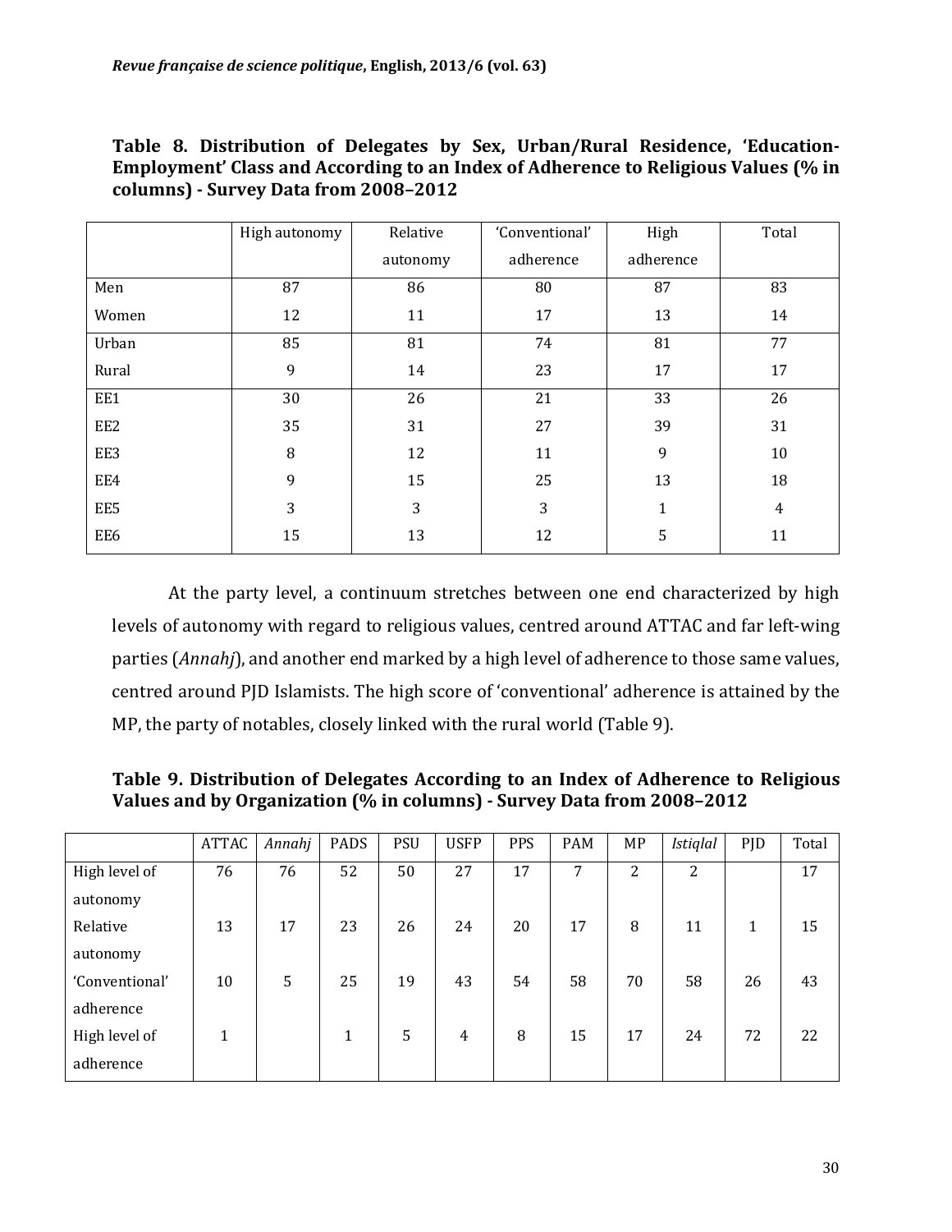**Table 8. Distribution of Delegates by Sex, Urban/Rural Residence, 'Education-Employment' Class and According to an Index of Adherence to Religious Values (% in columns) - Survey Data from 2008–2012**

| | High autonomy | Relative autonomy | 'Conventional' adherence | High adherence | Total |
|---|---|---|---|---|---|
| Men | 87 | 86 | 80 | 87 | 83 |
| Women | 12 | 11 | 17 | 13 | 14 |
| Urban | 85 | 81 | 74 | 81 | 77 |
| Rural | 9 | 14 | 23 | 17 | 17 |
| EE1 | 30 | 26 | 21 | 33 | 26 |
| EE2 | 35 | 31 | 27 | 39 | 31 |
| EE3 | 8 | 12 | 11 | 9 | 10 |
| EE4 | 9 | 15 | 25 | 13 | 18 |
| EE5 | 3 | 3 | 3 | 1 | 4 |
| EE6 | 15 | 13 | 12 | 5 | 11 |

At the party level, a continuum stretches between one end characterized by high levels of autonomy with regard to religious values, centred around ATTAC and far left-wing parties (*Annahj*), and another end marked by a high level of adherence to those same values, centred around PJD Islamists. The high score of 'conventional' adherence is attained by the MP, the party of notables, closely linked with the rural world (Table 9).

**Table 9. Distribution of Delegates According to an Index of Adherence to Religious Values and by Organization (% in columns) - Survey Data from 2008–2012**

| | ATTAC | *Annahj* | PADS | PSU | USFP | PPS | PAM | MP | *Istiqlal* | PJD | Total |
|---|---|---|---|---|---|---|---|---|---|---|---|
| High level of autonomy | 76 | 76 | 52 | 50 | 27 | 17 | 7 | 2 | 2 | | 17 |
| Relative autonomy | 13 | 17 | 23 | 26 | 24 | 20 | 17 | 8 | 11 | 1 | 15 |
| 'Conventional' adherence | 10 | 5 | 25 | 19 | 43 | 54 | 58 | 70 | 58 | 26 | 43 |
| High level of adherence | 1 | | 1 | 5 | 4 | 8 | 15 | 17 | 24 | 72 | 22 |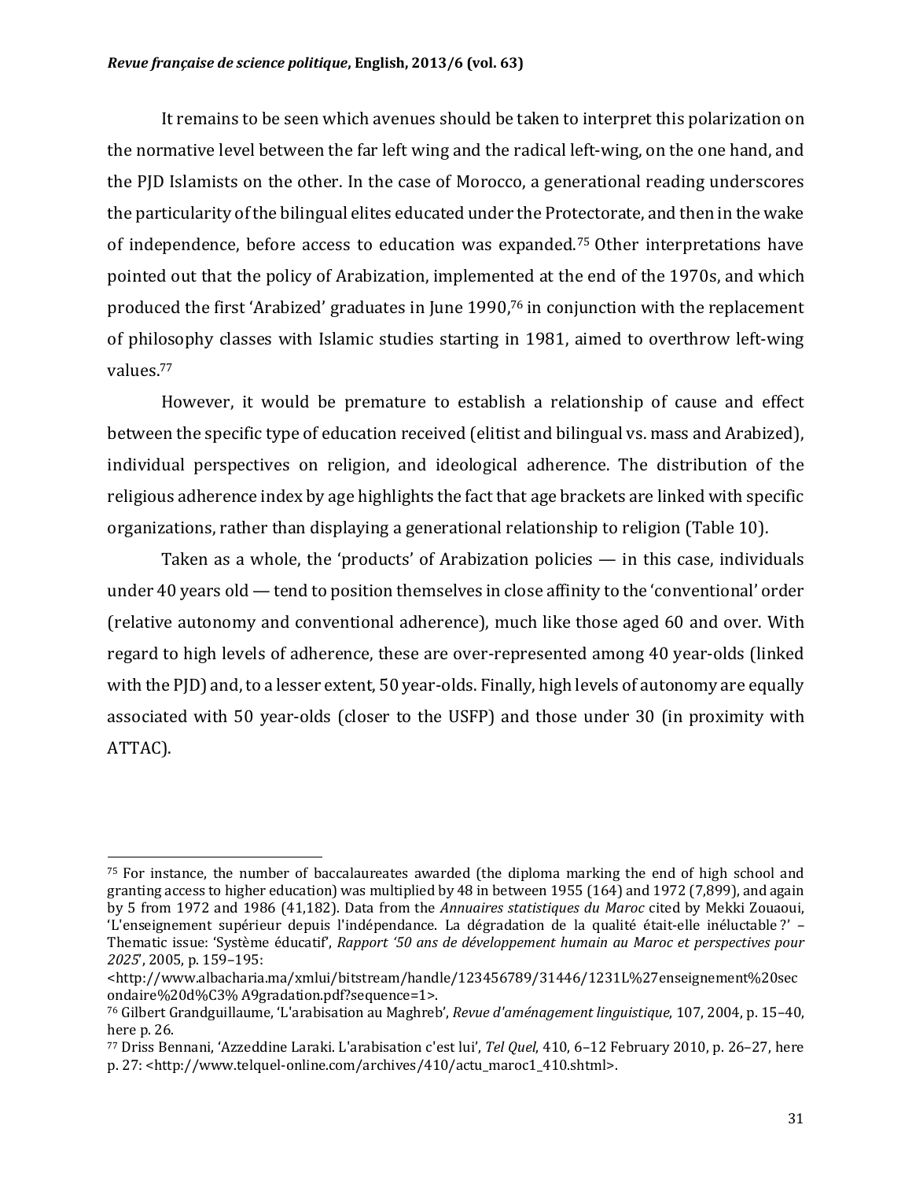It remains to be seen which avenues should be taken to interpret this polarization on the normative level between the far left wing and the radical left-wing, on the one hand, and the PJD Islamists on the other. In the case of Morocco, a generational reading underscores the particularity of the bilingual elites educated under the Protectorate, and then in the wake of independence, before access to education was expanded.[75] Other interpretations have pointed out that the policy of Arabization, implemented at the end of the 1970s, and which produced the first 'Arabized' graduates in June 1990,[76] in conjunction with the replacement of philosophy classes with Islamic studies starting in 1981, aimed to overthrow left-wing values.[77]

However, it would be premature to establish a relationship of cause and effect between the specific type of education received (elitist and bilingual vs. mass and Arabized), individual perspectives on religion, and ideological adherence. The distribution of the religious adherence index by age highlights the fact that age brackets are linked with specific organizations, rather than displaying a generational relationship to religion (Table 10).

Taken as a whole, the 'products' of Arabization policies — in this case, individuals under 40 years old — tend to position themselves in close affinity to the 'conventional' order (relative autonomy and conventional adherence), much like those aged 60 and over. With regard to high levels of adherence, these are over-represented among 40 year-olds (linked with the PJD) and, to a lesser extent, 50 year-olds. Finally, high levels of autonomy are equally associated with 50 year-olds (closer to the USFP) and those under 30 (in proximity with ATTAC).

---

[75] For instance, the number of baccalaureates awarded (the diploma marking the end of high school and granting access to higher education) was multiplied by 48 in between 1955 (164) and 1972 (7,899), and again by 5 from 1972 and 1986 (41,182). Data from the *Annuaires statistiques du Maroc* cited by Mekki Zouaoui, 'L'enseignement supérieur depuis l'indépendance. La dégradation de la qualité était-elle inéluctable ?' – Thematic issue: 'Système éducatif', *Rapport '50 ans de développement humain au Maroc et perspectives pour 2025*', 2005, p. 159–195: <http://www.albacharia.ma/xmlui/bitstream/handle/123456789/31446/1231L%27enseignement%20secondaire%20d%C3% A9gradation.pdf?sequence=1>.

[76] Gilbert Grandguillaume, 'L'arabisation au Maghreb', *Revue d'aménagement linguistique*, 107, 2004, p. 15–40, here p. 26.

[77] Driss Bennani, 'Azzeddine Laraki. L'arabisation c'est lui', *Tel Quel*, 410, 6–12 February 2010, p. 26–27, here p. 27: <http://www.telquel-online.com/archives/410/actu_maroc1_410.shtml>.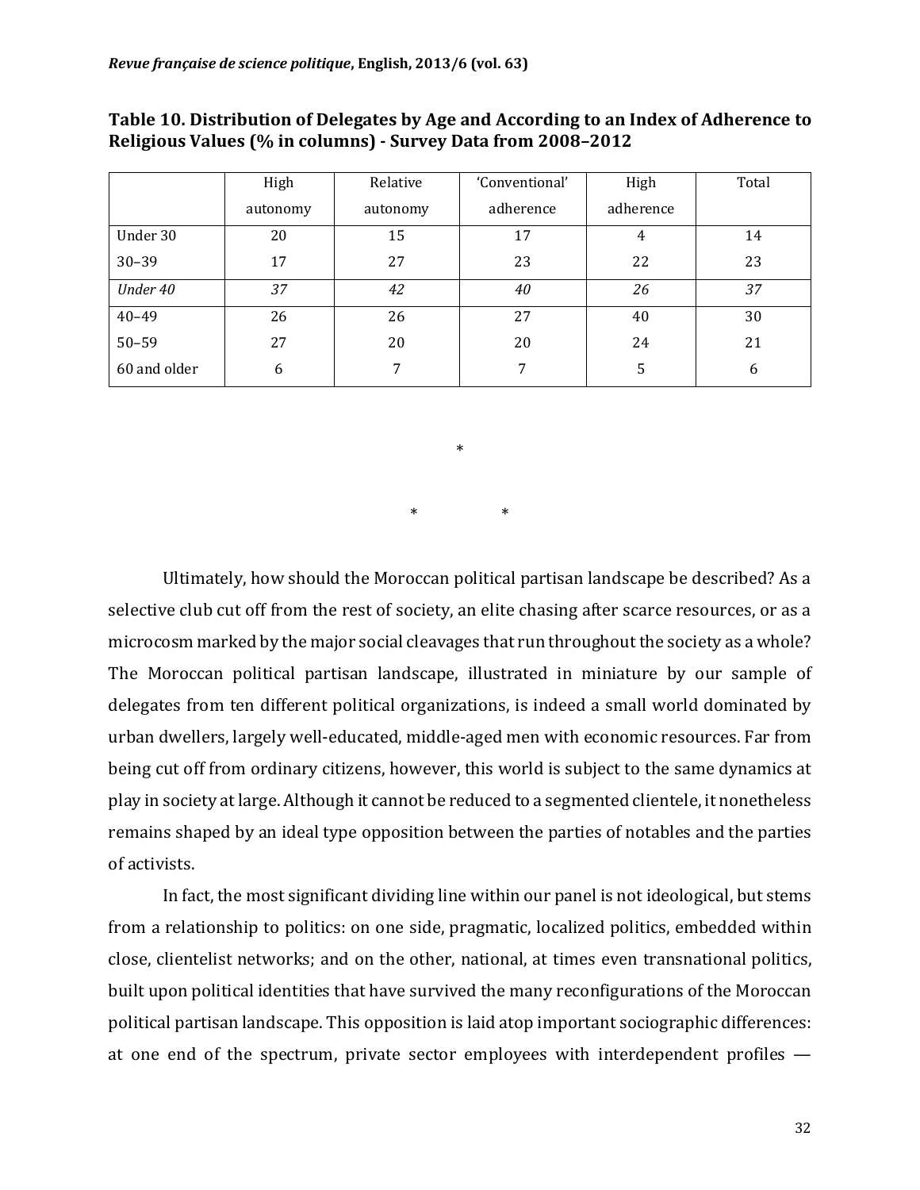**Table 10. Distribution of Delegates by Age and According to an Index of Adherence to Religious Values (% in columns) - Survey Data from 2008–2012**

| | High autonomy | Relative autonomy | 'Conventional' adherence | High adherence | Total |
|---|---|---|---|---|---|
| Under 30 | 20 | 15 | 17 | 4 | 14 |
| 30–39 | 17 | 27 | 23 | 22 | 23 |
| *Under 40* | *37* | *42* | *40* | *26* | *37* |
| 40–49 | 26 | 26 | 27 | 40 | 30 |
| 50–59 | 27 | 20 | 20 | 24 | 21 |
| 60 and older | 6 | 7 | 7 | 5 | 6 |

\*

\* \*

Ultimately, how should the Moroccan political partisan landscape be described? As a selective club cut off from the rest of society, an elite chasing after scarce resources, or as a microcosm marked by the major social cleavages that run throughout the society as a whole? The Moroccan political partisan landscape, illustrated in miniature by our sample of delegates from ten different political organizations, is indeed a small world dominated by urban dwellers, largely well-educated, middle-aged men with economic resources. Far from being cut off from ordinary citizens, however, this world is subject to the same dynamics at play in society at large. Although it cannot be reduced to a segmented clientele, it nonetheless remains shaped by an ideal type opposition between the parties of notables and the parties of activists.

In fact, the most significant dividing line within our panel is not ideological, but stems from a relationship to politics: on one side, pragmatic, localized politics, embedded within close, clientelist networks; and on the other, national, at times even transnational politics, built upon political identities that have survived the many reconfigurations of the Moroccan political partisan landscape. This opposition is laid atop important sociographic differences: at one end of the spectrum, private sector employees with interdependent profiles —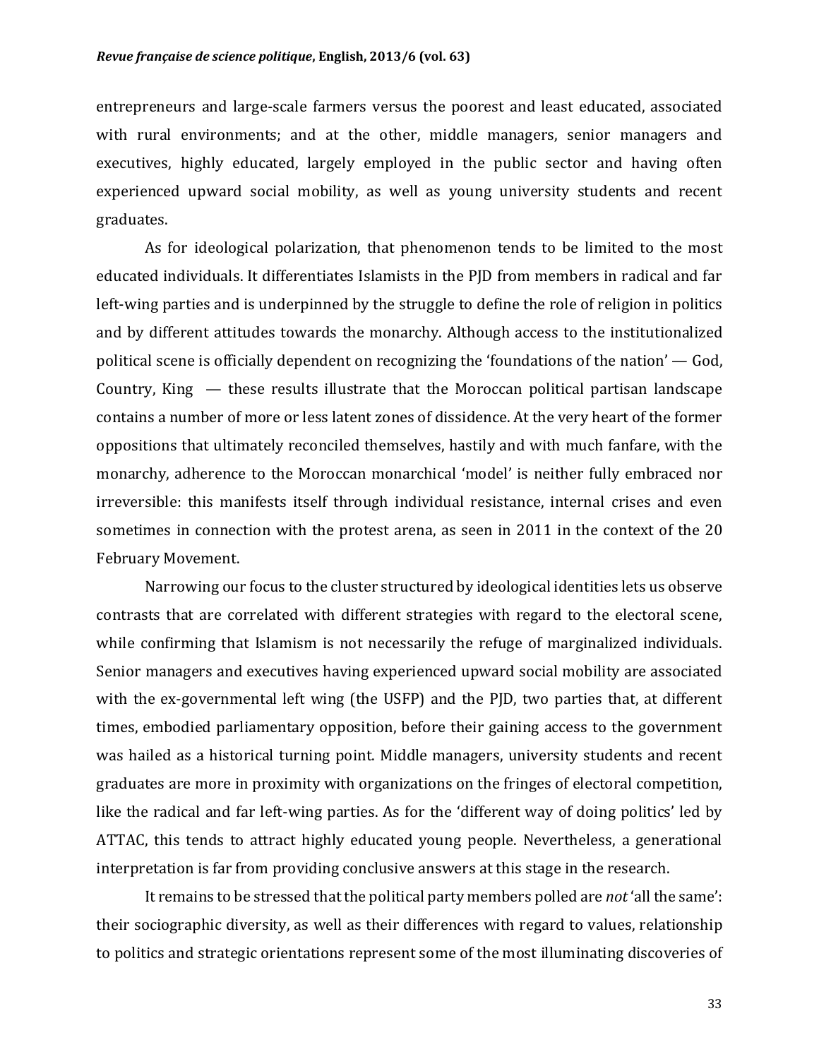entrepreneurs and large-scale farmers versus the poorest and least educated, associated with rural environments; and at the other, middle managers, senior managers and executives, highly educated, largely employed in the public sector and having often experienced upward social mobility, as well as young university students and recent graduates.

As for ideological polarization, that phenomenon tends to be limited to the most educated individuals. It differentiates Islamists in the PJD from members in radical and far left-wing parties and is underpinned by the struggle to define the role of religion in politics and by different attitudes towards the monarchy. Although access to the institutionalized political scene is officially dependent on recognizing the 'foundations of the nation' — God, Country, King — these results illustrate that the Moroccan political partisan landscape contains a number of more or less latent zones of dissidence. At the very heart of the former oppositions that ultimately reconciled themselves, hastily and with much fanfare, with the monarchy, adherence to the Moroccan monarchical 'model' is neither fully embraced nor irreversible: this manifests itself through individual resistance, internal crises and even sometimes in connection with the protest arena, as seen in 2011 in the context of the 20 February Movement.

Narrowing our focus to the cluster structured by ideological identities lets us observe contrasts that are correlated with different strategies with regard to the electoral scene, while confirming that Islamism is not necessarily the refuge of marginalized individuals. Senior managers and executives having experienced upward social mobility are associated with the ex-governmental left wing (the USFP) and the PJD, two parties that, at different times, embodied parliamentary opposition, before their gaining access to the government was hailed as a historical turning point. Middle managers, university students and recent graduates are more in proximity with organizations on the fringes of electoral competition, like the radical and far left-wing parties. As for the 'different way of doing politics' led by ATTAC, this tends to attract highly educated young people. Nevertheless, a generational interpretation is far from providing conclusive answers at this stage in the research.

It remains to be stressed that the political party members polled are *not* 'all the same': their sociographic diversity, as well as their differences with regard to values, relationship to politics and strategic orientations represent some of the most illuminating discoveries of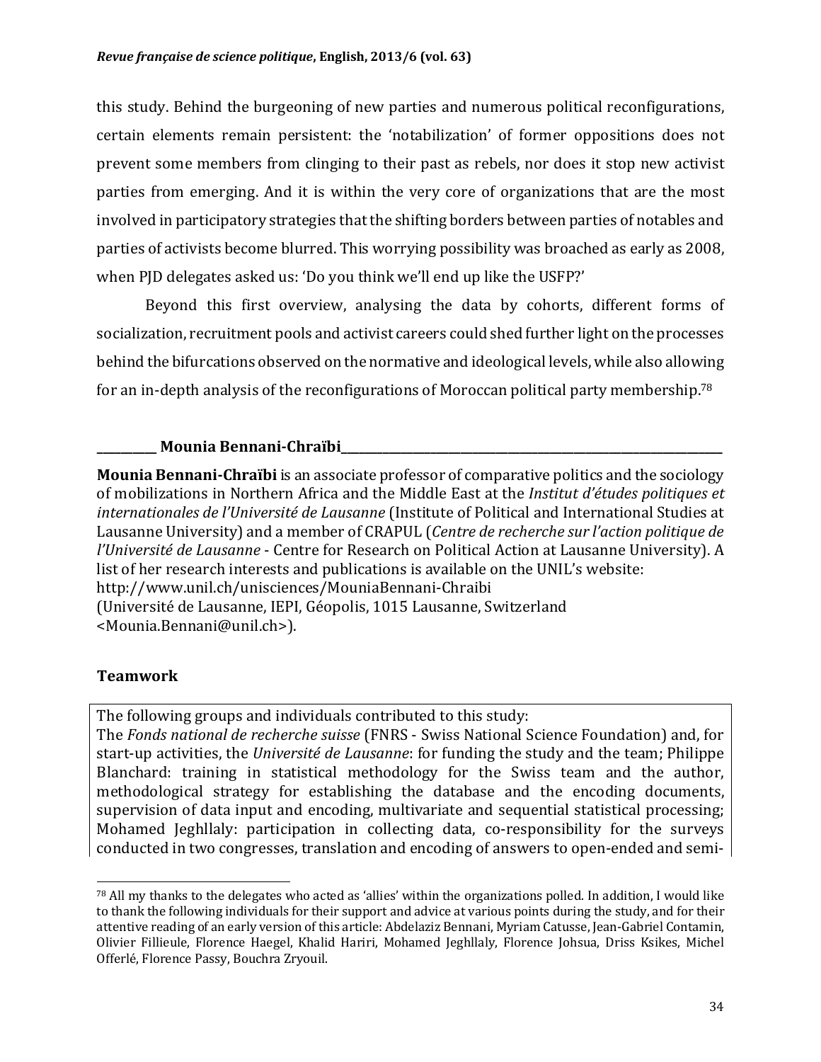this study. Behind the burgeoning of new parties and numerous political reconfigurations, certain elements remain persistent: the 'notabilization' of former oppositions does not prevent some members from clinging to their past as rebels, nor does it stop new activist parties from emerging. And it is within the very core of organizations that are the most involved in participatory strategies that the shifting borders between parties of notables and parties of activists become blurred. This worrying possibility was broached as early as 2008, when PJD delegates asked us: 'Do you think we'll end up like the USFP?'

Beyond this first overview, analysing the data by cohorts, different forms of socialization, recruitment pools and activist careers could shed further light on the processes behind the bifurcations observed on the normative and ideological levels, while also allowing for an in-depth analysis of the reconfigurations of Moroccan political party membership.[78]

**Mounia Bennani-Chraïbi**

**Mounia Bennani-Chraïbi** is an associate professor of comparative politics and the sociology of mobilizations in Northern Africa and the Middle East at the *Institut d'études politiques et internationales de l'Université de Lausanne* (Institute of Political and International Studies at Lausanne University) and a member of CRAPUL (*Centre de recherche sur l'action politique de l'Université de Lausanne* - Centre for Research on Political Action at Lausanne University). A list of her research interests and publications is available on the UNIL's website: http://www.unil.ch/unisciences/MouniaBennani-Chraibi
(Université de Lausanne, IEPI, Géopolis, 1015 Lausanne, Switzerland <Mounia.Bennani@unil.ch>).

### Teamwork

The following groups and individuals contributed to this study:
The *Fonds national de recherche suisse* (FNRS - Swiss National Science Foundation) and, for start-up activities, the *Université de Lausanne*: for funding the study and the team; Philippe Blanchard: training in statistical methodology for the Swiss team and the author, methodological strategy for establishing the database and the encoding documents, supervision of data input and encoding, multivariate and sequential statistical processing; Mohamed Jeghllaly: participation in collecting data, co-responsibility for the surveys conducted in two congresses, translation and encoding of answers to open-ended and semi-

---

[78] All my thanks to the delegates who acted as 'allies' within the organizations polled. In addition, I would like to thank the following individuals for their support and advice at various points during the study, and for their attentive reading of an early version of this article: Abdelaziz Bennani, Myriam Catusse, Jean-Gabriel Contamin, Olivier Fillieule, Florence Haegel, Khalid Hariri, Mohamed Jeghllaly, Florence Johsua, Driss Ksikes, Michel Offerlé, Florence Passy, Bouchra Zryouil.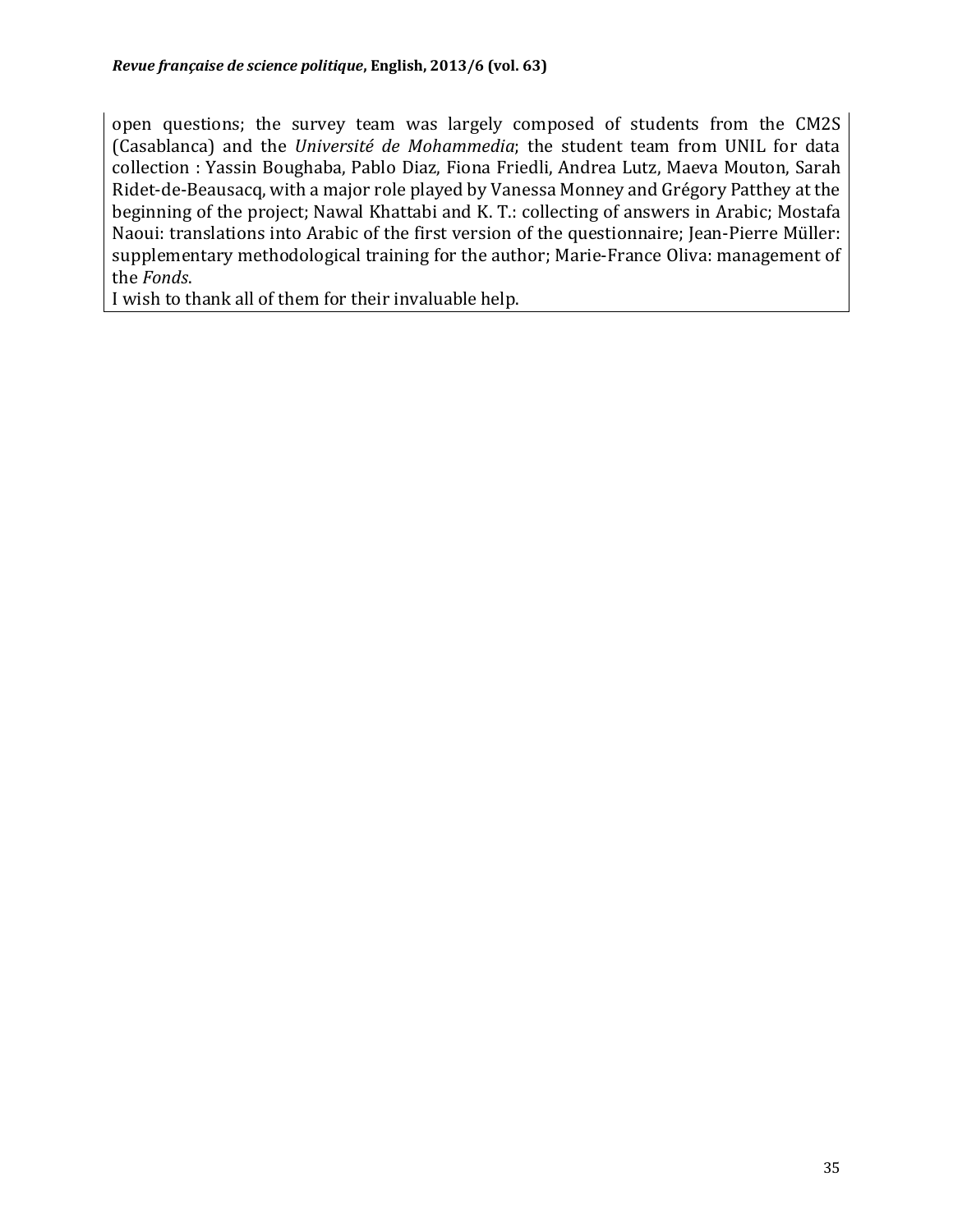open questions; the survey team was largely composed of students from the CM2S (Casablanca) and the *Université de Mohammedia*; the student team from UNIL for data collection : Yassin Boughaba, Pablo Diaz, Fiona Friedli, Andrea Lutz, Maeva Mouton, Sarah Ridet-de-Beausacq, with a major role played by Vanessa Monney and Grégory Patthey at the beginning of the project; Nawal Khattabi and K. T.: collecting of answers in Arabic; Mostafa Naoui: translations into Arabic of the first version of the questionnaire; Jean-Pierre Müller: supplementary methodological training for the author; Marie-France Oliva: management of the *Fonds*.

I wish to thank all of them for their invaluable help.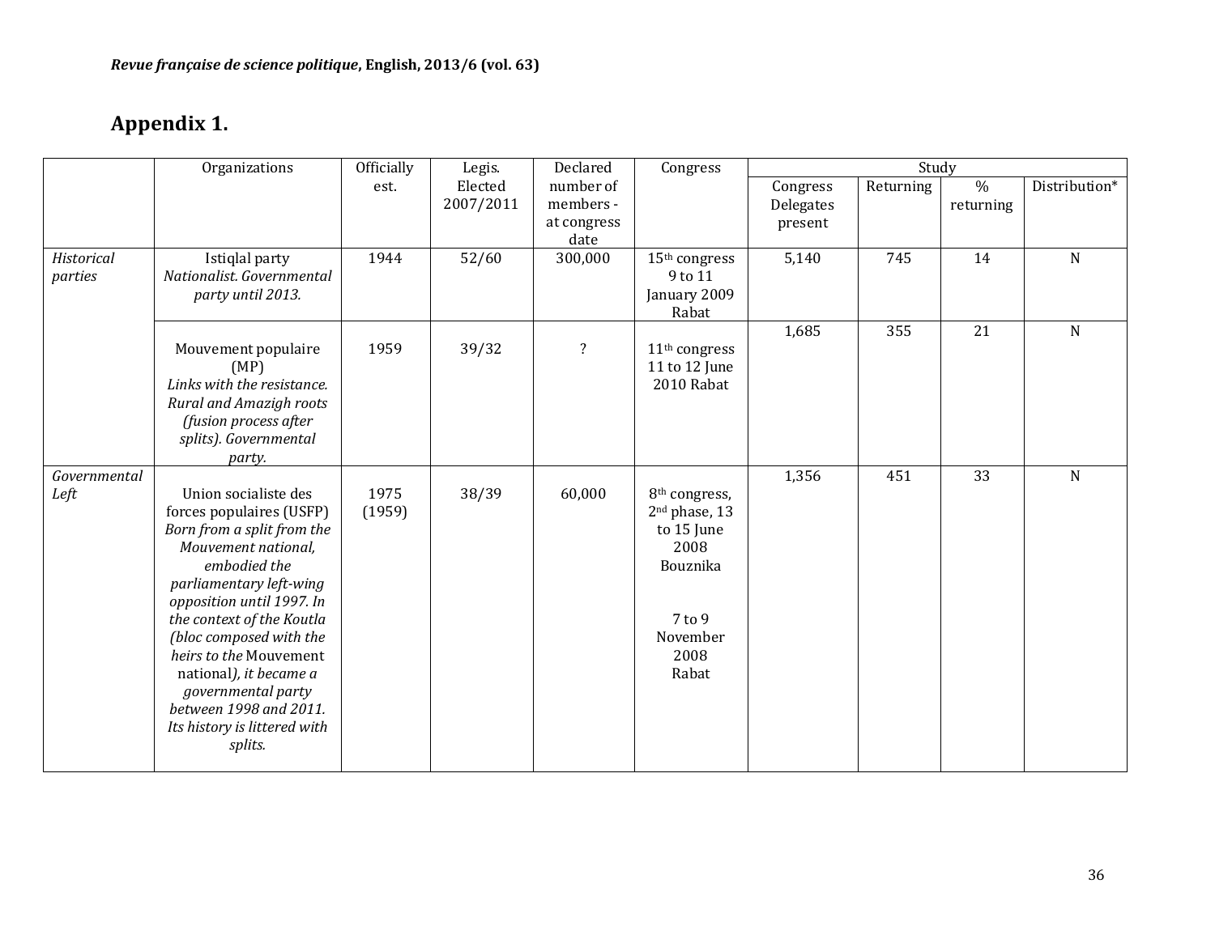## Appendix 1.

| | Organizations | Officially est. | Legis. Elected 2007/2011 | Declared number of members - at congress date | Congress | Study | | | |
|---|---|---|---|---|---|---|---|---|---|
| | | | | | | Congress Delegates present | Returning | % returning | Distribution* |
| *Historical parties* | Istiqlal party *Nationalist. Governmental party until 2013.* | 1944 | 52/60 | 300,000 | 15th congress 9 to 11 January 2009 Rabat | 5,140 | 745 | 14 | N |
| | Mouvement populaire (MP) *Links with the resistance. Rural and Amazigh roots (fusion process after splits). Governmental party.* | 1959 | 39/32 | ? | 11th congress 11 to 12 June 2010 Rabat | 1,685 | 355 | 21 | N |
| *Governmental Left* | Union socialiste des forces populaires (USFP) *Born from a split from the Mouvement national, embodied the parliamentary left-wing opposition until 1997. In the context of the Koutla (bloc composed with the heirs to the* Mouvement national*), it became a governmental party between 1998 and 2011. Its history is littered with splits.* | 1975 (1959) | 38/39 | 60,000 | 8th congress, 2nd phase, 13 to 15 June 2008 Bouznika<br><br>7 to 9 November 2008 Rabat | 1,356 | 451 | 33 | N |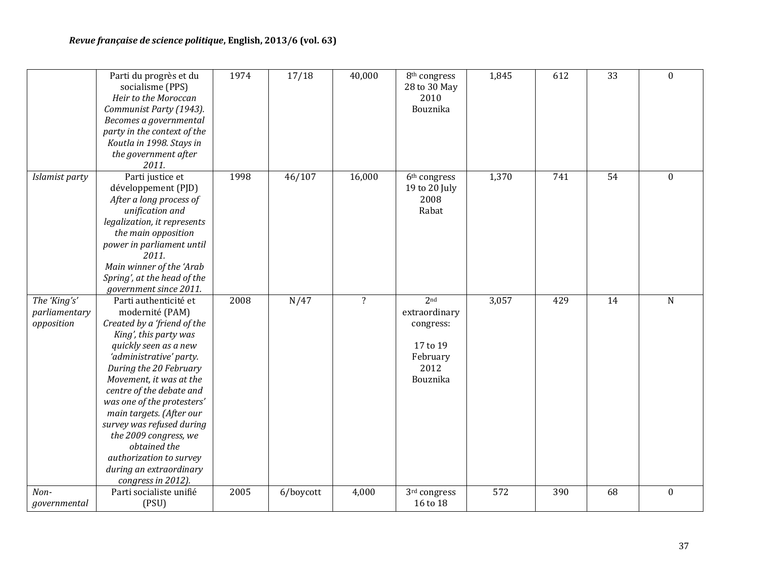| | | | | | | | | | |
|---|---|---|---|---|---|---|---|---|---|
| | Parti du progrès et du socialisme (PPS) *Heir to the Moroccan Communist Party (1943). Becomes a governmental party in the context of the Koutla in 1998. Stays in the government after 2011.* | 1974 | 17/18 | 40,000 | 8th congress 28 to 30 May 2010 Bouznika | 1,845 | 612 | 33 | 0 |
| *Islamist party* | Parti justice et développement (PJD) *After a long process of unification and legalization, it represents the main opposition power in parliament until 2011. Main winner of the 'Arab Spring', at the head of the government since 2011.* | 1998 | 46/107 | 16,000 | 6th congress 19 to 20 July 2008 Rabat | 1,370 | 741 | 54 | 0 |
| *The 'King's' parliamentary opposition* | Parti authenticité et modernité (PAM) *Created by a 'friend of the King', this party was quickly seen as a new 'administrative' party. During the 20 February Movement, it was at the centre of the debate and was one of the protesters' main targets. (After our survey was refused during the 2009 congress, we obtained the authorization to survey during an extraordinary congress in 2012).* | 2008 | N/47 | ? | 2nd extraordinary congress: 17 to 19 February 2012 Bouznika | 3,057 | 429 | 14 | N |
| *Non-governmental* | Parti socialiste unifié (PSU) | 2005 | 6/boycott | 4,000 | 3rd congress 16 to 18 | 572 | 390 | 68 | 0 |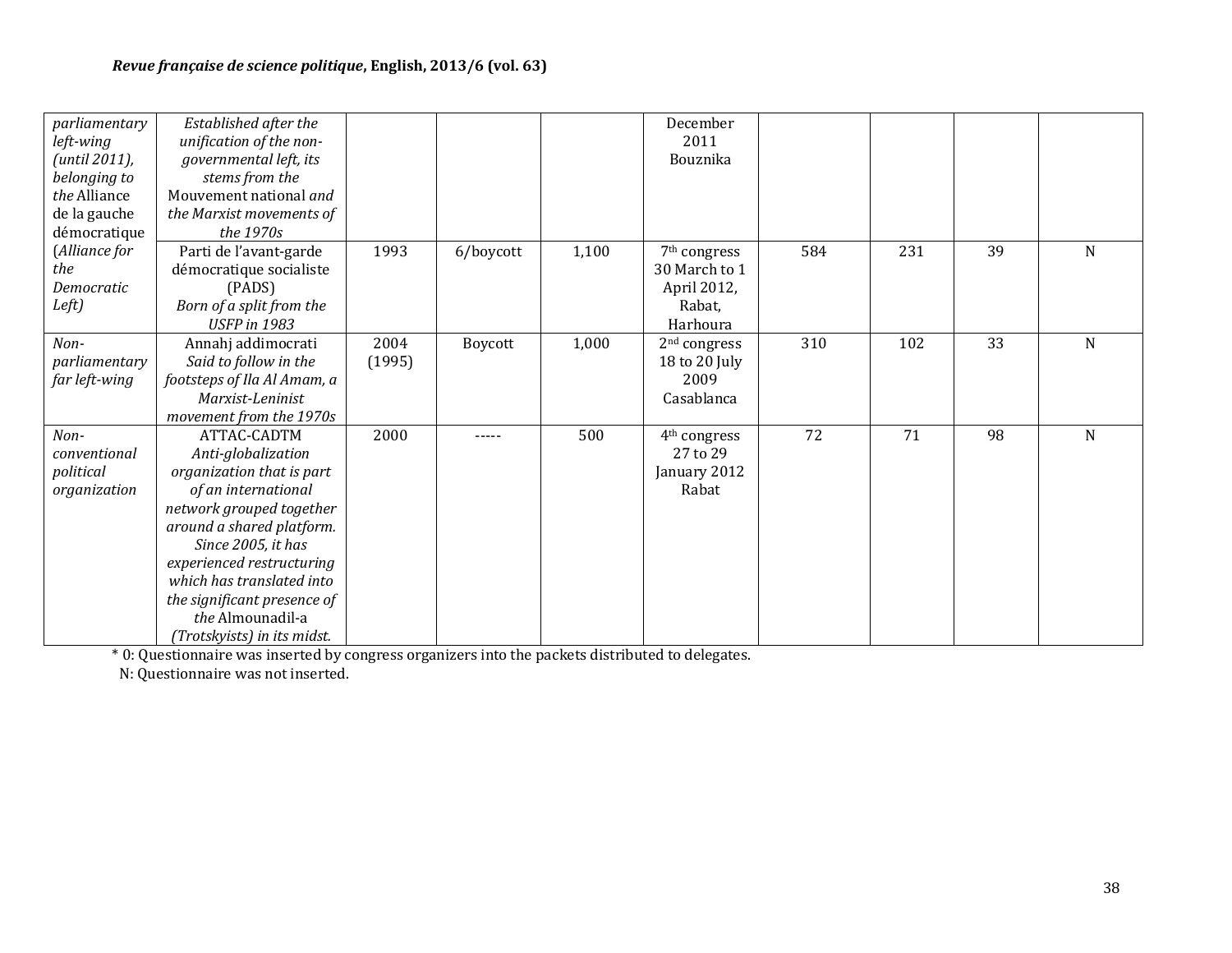| | | | | | | | | | |
|---|---|---|---|---|---|---|---|---|---|
| *parliamentary left-wing (until 2011), belonging to the* Alliance de la gauche démocratique (*Alliance for the Democratic Left)* | *Established after the unification of the non-governmental left, its stems from the* Mouvement national *and the Marxist movements of the 1970s* | | | | December 2011 Bouznika | | | | |
| | Parti de l'avant-garde démocratique socialiste (PADS) *Born of a split from the USFP in 1983* | 1993 | 6/boycott | 1,100 | 7th congress 30 March to 1 April 2012, Rabat, Harhoura | 584 | 231 | 39 | N |
| *Non-parliamentary far left-wing* | Annahj addimocrati *Said to follow in the footsteps of Ila Al Amam, a Marxist-Leninist movement from the 1970s* | 2004 (1995) | Boycott | 1,000 | 2nd congress 18 to 20 July 2009 Casablanca | 310 | 102 | 33 | N |
| *Non-conventional political organization* | ATTAC-CADTM *Anti-globalization organization that is part of an international network grouped together around a shared platform. Since 2005, it has experienced restructuring which has translated into the significant presence of the* Almounadil-a *(Trotskyists) in its midst.* | 2000 | ----- | 500 | 4th congress 27 to 29 January 2012 Rabat | 72 | 71 | 98 | N |

* 0: Questionnaire was inserted by congress organizers into the packets distributed to delegates.
N: Questionnaire was not inserted.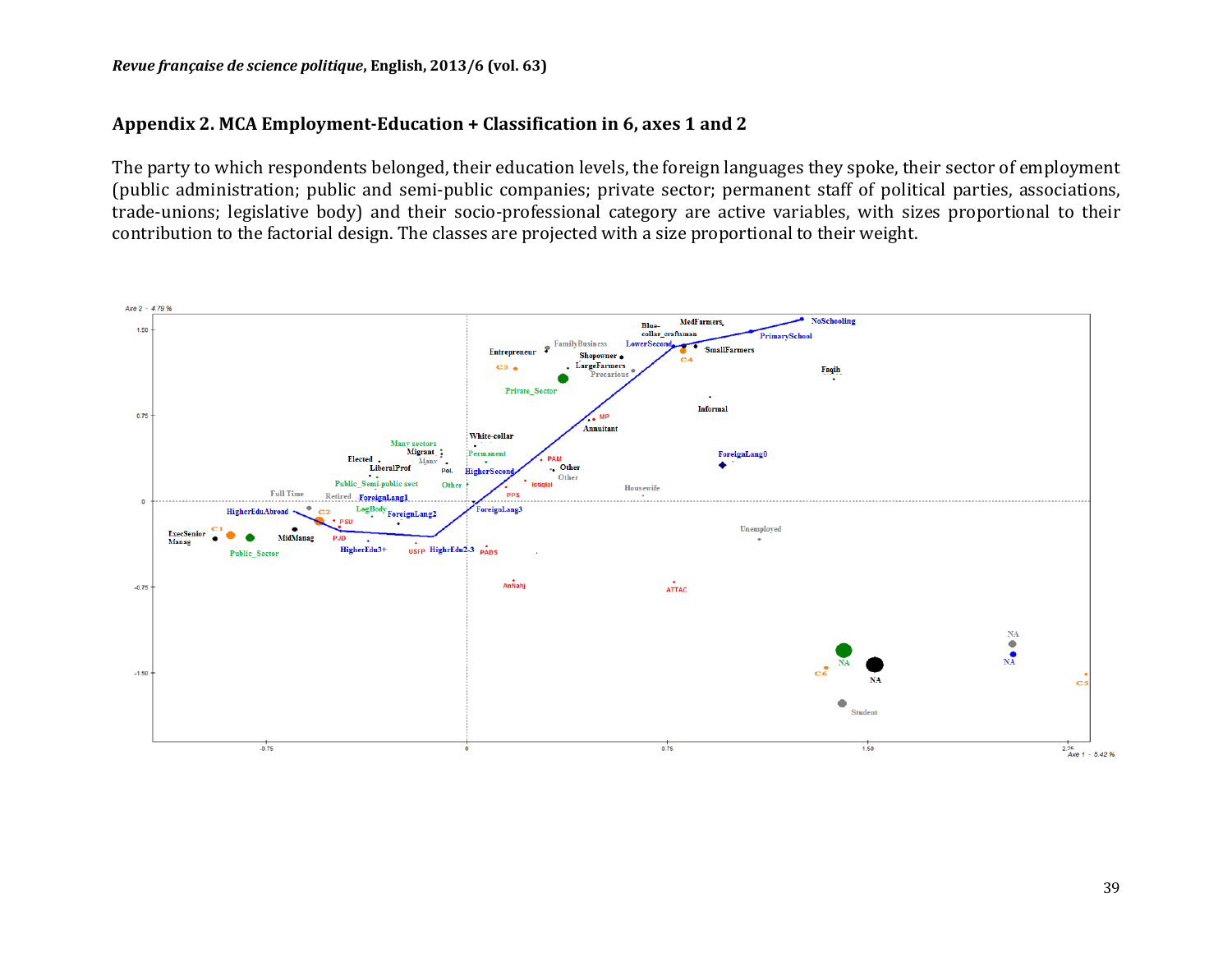## Appendix 2. MCA Employment-Education + Classification in 6, axes 1 and 2

The party to which respondents belonged, their education levels, the foreign languages they spoke, their sector of employment (public administration; public and semi-public companies; private sector; permanent staff of political parties, associations, trade-unions; legislative body) and their socio-professional category are active variables, with sizes proportional to their contribution to the factorial design. The classes are projected with a size proportional to their weight.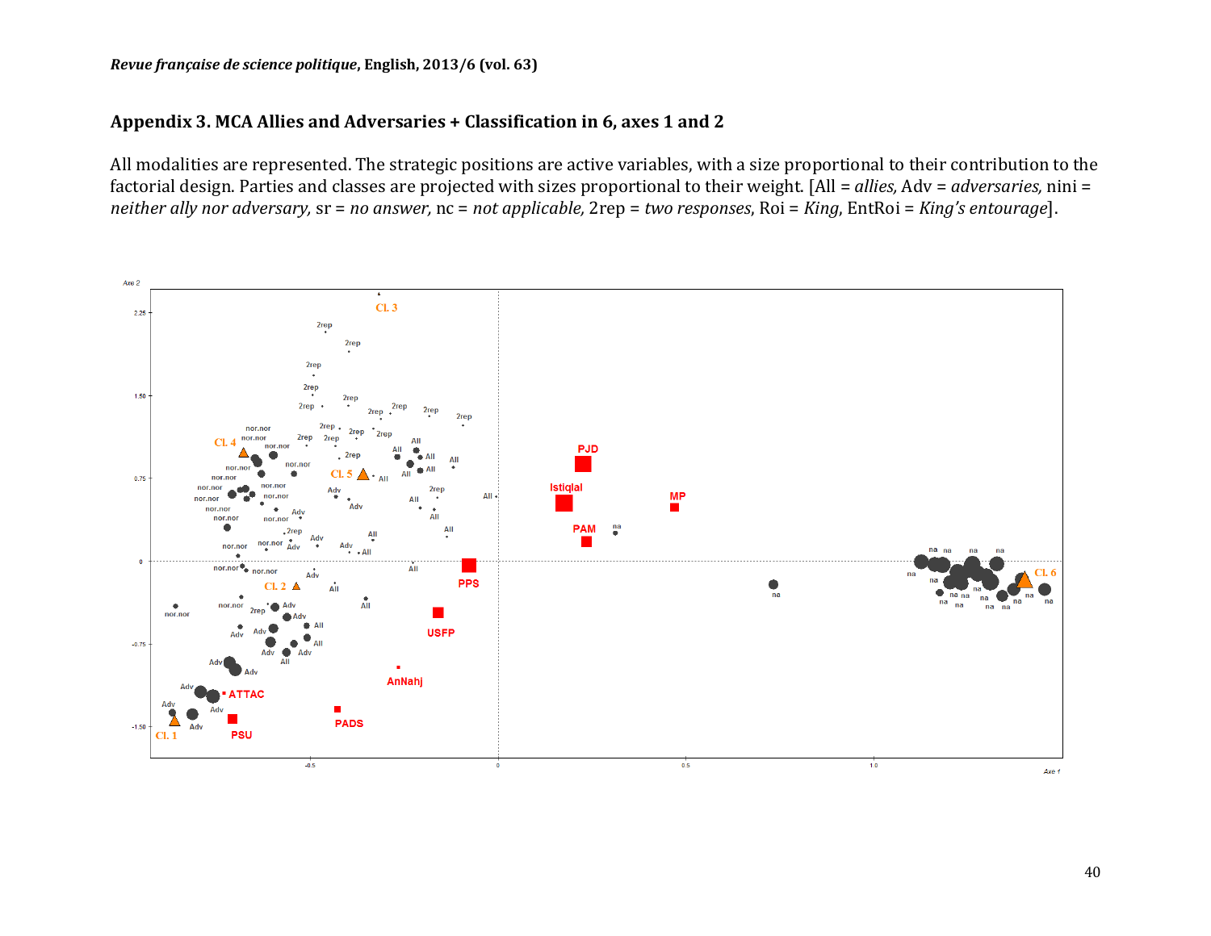## Appendix 3. MCA Allies and Adversaries + Classification in 6, axes 1 and 2

All modalities are represented. The strategic positions are active variables, with a size proportional to their contribution to the factorial design. Parties and classes are projected with sizes proportional to their weight. [All = *allies,* Adv = *adversaries,* nini = *neither ally nor adversary,* sr = *no answer,* nc = *not applicable,* 2rep = *two responses*, Roi = *King*, EntRoi = *King's entourage*].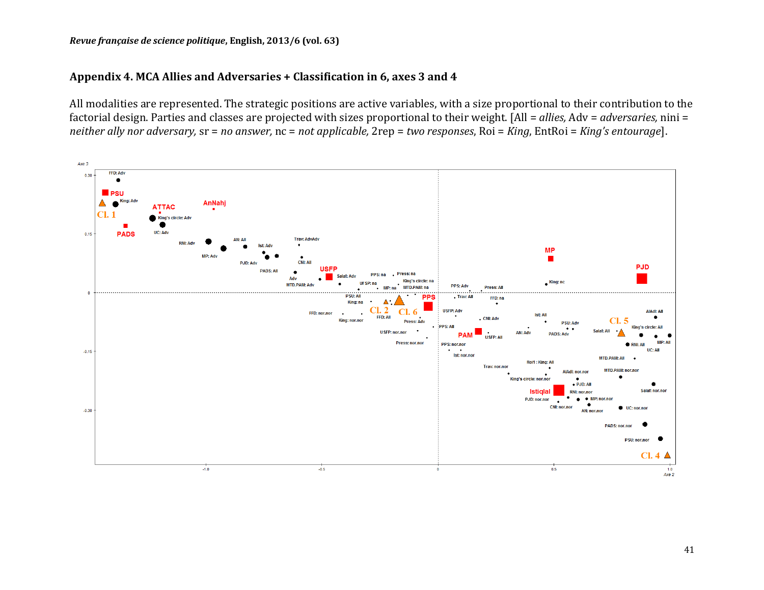## Appendix 4. MCA Allies and Adversaries + Classification in 6, axes 3 and 4

All modalities are represented. The strategic positions are active variables, with a size proportional to their contribution to the factorial design. Parties and classes are projected with sizes proportional to their weight. [All = *allies,* Adv = *adversaries,* nini = *neither ally nor adversary,* sr = *no answer,* nc = *not applicable,* 2rep = *two responses*, Roi = *King*, EntRoi = *King's entourage*].

Axe 3

0.30
0.15
0
-0.15
-0.30

-1.0
-0.5
0
0.5
1.0

Axe 2

FFD: Adv
PSU
King: Adv
Cl. 1
ATTAC
AnNahj
King's circle: Adv
PADS
UC: Adv
RNI: Adv
AN: All
MP: Adv
Ist: Adv
PJD: Adv
Trav: AdvAdv
CNI: All
PADS: All
USFP
Adv
MTD.PAM: Adv
Salaf: Adv
PPS: na
Press: na
King's circle: na
UFSP: na
MP: na
MTD.PAM: na
PSU: All
King: na
Cl. 2
Cl. 6
PPS
FFD: nor.nor
FFD: All
King: nor.nor
Press: Adv
USFP: nor.nor
Press: nor.nor
PPS: Adv
Press: All
Trav: All
FFD: na
USFP: Adv
CNI: Adv
PPS: All
PAM
USFP: All
PPS: nor.nor
Ist: nor.nor
MP
King: nc
PJD
Ist: All
PSU: Adv
AN: Adv
PADS: Adv
Cl. 5
AlAdl: All
Salaf: All
King's circle: All
RNI: All
MP: All
UC: All
MTD.PAM: All
Roi1 : King: All
Trav: nor.nor
King's circle: nor.nor
MTD.PAM: nor.nor
AlAdl: nor.nor
PJD: All
Istiqlal
RNI: nor.nor
MP: nor.nor
PJD: nor.nor
CNI: nor.nor
AN: nor.nor
UC: nor.nor
Salaf: nor.nor
PADS: nor.nor
PSU: nor.nor
Cl. 4